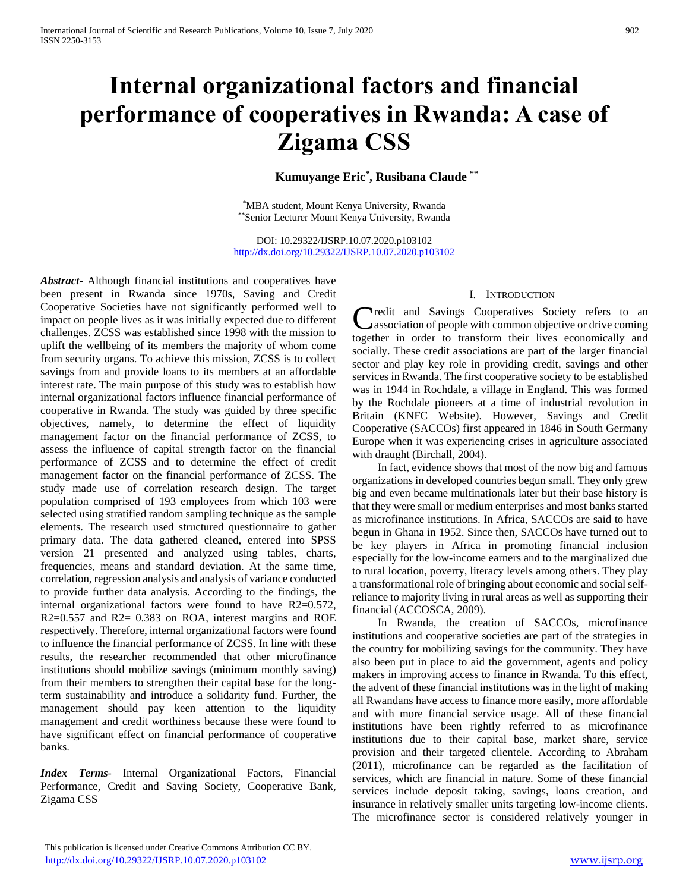# Internal organizational factors and financial performance of cooperatives in Rwanda: A case of Zigama CSS

**Kumuyange Eric[*], Rusibana Claude[**]**

[*]MBA student, Mount Kenya University, Rwanda
[**]Senior Lecturer Mount Kenya University, Rwanda

DOI: 10.29322/IJSRP.10.07.2020.p103102
http://dx.doi.org/10.29322/IJSRP.10.07.2020.p103102

***Abstract***- Although financial institutions and cooperatives have been present in Rwanda since 1970s, Saving and Credit Cooperative Societies have not significantly performed well to impact on people lives as it was initially expected due to different challenges. ZCSS was established since 1998 with the mission to uplift the wellbeing of its members the majority of whom come from security organs. To achieve this mission, ZCSS is to collect savings from and provide loans to its members at an affordable interest rate. The main purpose of this study was to establish how internal organizational factors influence financial performance of cooperative in Rwanda. The study was guided by three specific objectives, namely, to determine the effect of liquidity management factor on the financial performance of ZCSS, to assess the influence of capital strength factor on the financial performance of ZCSS and to determine the effect of credit management factor on the financial performance of ZCSS. The study made use of correlation research design. The target population comprised of 193 employees from which 103 were selected using stratified random sampling technique as the sample elements. The research used structured questionnaire to gather primary data. The data gathered cleaned, entered into SPSS version 21 presented and analyzed using tables, charts, frequencies, means and standard deviation. At the same time, correlation, regression analysis and analysis of variance conducted to provide further data analysis. According to the findings, the internal organizational factors were found to have $R2=0.572$, $R2=0.557$ and $R2= 0.383$ on ROA, interest margins and ROE respectively. Therefore, internal organizational factors were found to influence the financial performance of ZCSS. In line with these results, the researcher recommended that other microfinance institutions should mobilize savings (minimum monthly saving) from their members to strengthen their capital base for the long-term sustainability and introduce a solidarity fund. Further, the management should pay keen attention to the liquidity management and credit worthiness because these were found to have significant effect on financial performance of cooperative banks.

***Index Terms***- Internal Organizational Factors, Financial Performance, Credit and Saving Society, Cooperative Bank, Zigama CSS

## I. Introduction

Credit and Savings Cooperatives Society refers to an association of people with common objective or drive coming together in order to transform their lives economically and socially. These credit associations are part of the larger financial sector and play key role in providing credit, savings and other services in Rwanda. The first cooperative society to be established was in 1944 in Rochdale, a village in England. This was formed by the Rochdale pioneers at a time of industrial revolution in Britain (KNFC Website). However, Savings and Credit Cooperative (SACCOs) first appeared in 1846 in South Germany Europe when it was experiencing crises in agriculture associated with draught (Birchall, 2004).

In fact, evidence shows that most of the now big and famous organizations in developed countries begun small. They only grew big and even became multinationals later but their base history is that they were small or medium enterprises and most banks started as microfinance institutions. In Africa, SACCOs are said to have begun in Ghana in 1952. Since then, SACCOs have turned out to be key players in Africa in promoting financial inclusion especially for the low-income earners and to the marginalized due to rural location, poverty, literacy levels among others. They play a transformational role of bringing about economic and social self-reliance to majority living in rural areas as well as supporting their financial (ACCOSCA, 2009).

In Rwanda, the creation of SACCOs, microfinance institutions and cooperative societies are part of the strategies in the country for mobilizing savings for the community. They have also been put in place to aid the government, agents and policy makers in improving access to finance in Rwanda. To this effect, the advent of these financial institutions was in the light of making all Rwandans have access to finance more easily, more affordable and with more financial service usage. All of these financial institutions have been rightly referred to as microfinance institutions due to their capital base, market share, service provision and their targeted clientele. According to Abraham (2011), microfinance can be regarded as the facilitation of services, which are financial in nature. Some of these financial services include deposit taking, savings, loans creation, and insurance in relatively smaller units targeting low-income clients. The microfinance sector is considered relatively younger in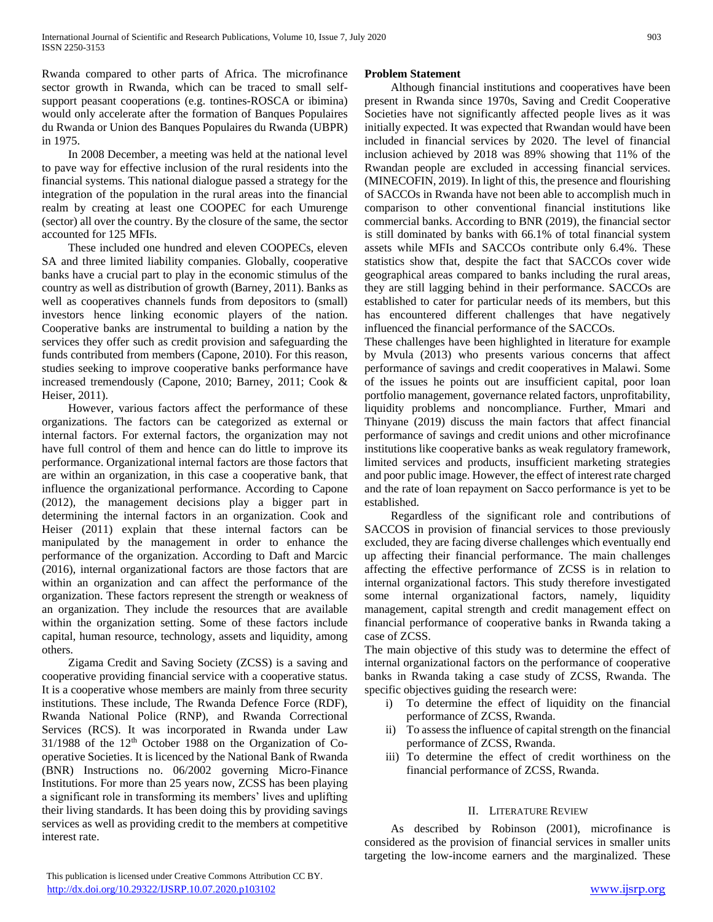Rwanda compared to other parts of Africa. The microfinance sector growth in Rwanda, which can be traced to small self-support peasant cooperations (e.g. tontines-ROSCA or ibimina) would only accelerate after the formation of Banques Populaires du Rwanda or Union des Banques Populaires du Rwanda (UBPR) in 1975.

In 2008 December, a meeting was held at the national level to pave way for effective inclusion of the rural residents into the financial systems. This national dialogue passed a strategy for the integration of the population in the rural areas into the financial realm by creating at least one COOPEC for each Umurenge (sector) all over the country. By the closure of the same, the sector accounted for 125 MFIs.

These included one hundred and eleven COOPECs, eleven SA and three limited liability companies. Globally, cooperative banks have a crucial part to play in the economic stimulus of the country as well as distribution of growth (Barney, 2011). Banks as well as cooperatives channels funds from depositors to (small) investors hence linking economic players of the nation. Cooperative banks are instrumental to building a nation by the services they offer such as credit provision and safeguarding the funds contributed from members (Capone, 2010). For this reason, studies seeking to improve cooperative banks performance have increased tremendously (Capone, 2010; Barney, 2011; Cook & Heiser, 2011).

However, various factors affect the performance of these organizations. The factors can be categorized as external or internal factors. For external factors, the organization may not have full control of them and hence can do little to improve its performance. Organizational internal factors are those factors that are within an organization, in this case a cooperative bank, that influence the organizational performance. According to Capone (2012), the management decisions play a bigger part in determining the internal factors in an organization. Cook and Heiser (2011) explain that these internal factors can be manipulated by the management in order to enhance the performance of the organization. According to Daft and Marcic (2016), internal organizational factors are those factors that are within an organization and can affect the performance of the organization. These factors represent the strength or weakness of an organization. They include the resources that are available within the organization setting. Some of these factors include capital, human resource, technology, assets and liquidity, among others.

Zigama Credit and Saving Society (ZCSS) is a saving and cooperative providing financial service with a cooperative status. It is a cooperative whose members are mainly from three security institutions. These include, The Rwanda Defence Force (RDF), Rwanda National Police (RNP), and Rwanda Correctional Services (RCS). It was incorporated in Rwanda under Law 31/1988 of the 12th October 1988 on the Organization of Co-operative Societies. It is licenced by the National Bank of Rwanda (BNR) Instructions no. 06/2002 governing Micro-Finance Institutions. For more than 25 years now, ZCSS has been playing a significant role in transforming its members' lives and uplifting their living standards. It has been doing this by providing savings services as well as providing credit to the members at competitive interest rate.

**Problem Statement**

Although financial institutions and cooperatives have been present in Rwanda since 1970s, Saving and Credit Cooperative Societies have not significantly affected people lives as it was initially expected. It was expected that Rwandan would have been included in financial services by 2020. The level of financial inclusion achieved by 2018 was 89% showing that 11% of the Rwandan people are excluded in accessing financial services. (MINECOFIN, 2019). In light of this, the presence and flourishing of SACCOs in Rwanda have not been able to accomplish much in comparison to other conventional financial institutions like commercial banks. According to BNR (2019), the financial sector is still dominated by banks with 66.1% of total financial system assets while MFIs and SACCOs contribute only 6.4%. These statistics show that, despite the fact that SACCOs cover wide geographical areas compared to banks including the rural areas, they are still lagging behind in their performance. SACCOs are established to cater for particular needs of its members, but this has encountered different challenges that have negatively influenced the financial performance of the SACCOs.

These challenges have been highlighted in literature for example by Mvula (2013) who presents various concerns that affect performance of savings and credit cooperatives in Malawi. Some of the issues he points out are insufficient capital, poor loan portfolio management, governance related factors, unprofitability, liquidity problems and noncompliance. Further, Mmari and Thinyane (2019) discuss the main factors that affect financial performance of savings and credit unions and other microfinance institutions like cooperative banks as weak regulatory framework, limited services and products, insufficient marketing strategies and poor public image. However, the effect of interest rate charged and the rate of loan repayment on Sacco performance is yet to be established.

Regardless of the significant role and contributions of SACCOS in provision of financial services to those previously excluded, they are facing diverse challenges which eventually end up affecting their financial performance. The main challenges affecting the effective performance of ZCSS is in relation to internal organizational factors. This study therefore investigated some internal organizational factors, namely, liquidity management, capital strength and credit management effect on financial performance of cooperative banks in Rwanda taking a case of ZCSS.

The main objective of this study was to determine the effect of internal organizational factors on the performance of cooperative banks in Rwanda taking a case study of ZCSS, Rwanda. The specific objectives guiding the research were:

i) To determine the effect of liquidity on the financial performance of ZCSS, Rwanda.
ii) To assess the influence of capital strength on the financial performance of ZCSS, Rwanda.
iii) To determine the effect of credit worthiness on the financial performance of ZCSS, Rwanda.

## II. Literature Review

As described by Robinson (2001), microfinance is considered as the provision of financial services in smaller units targeting the low-income earners and the marginalized. These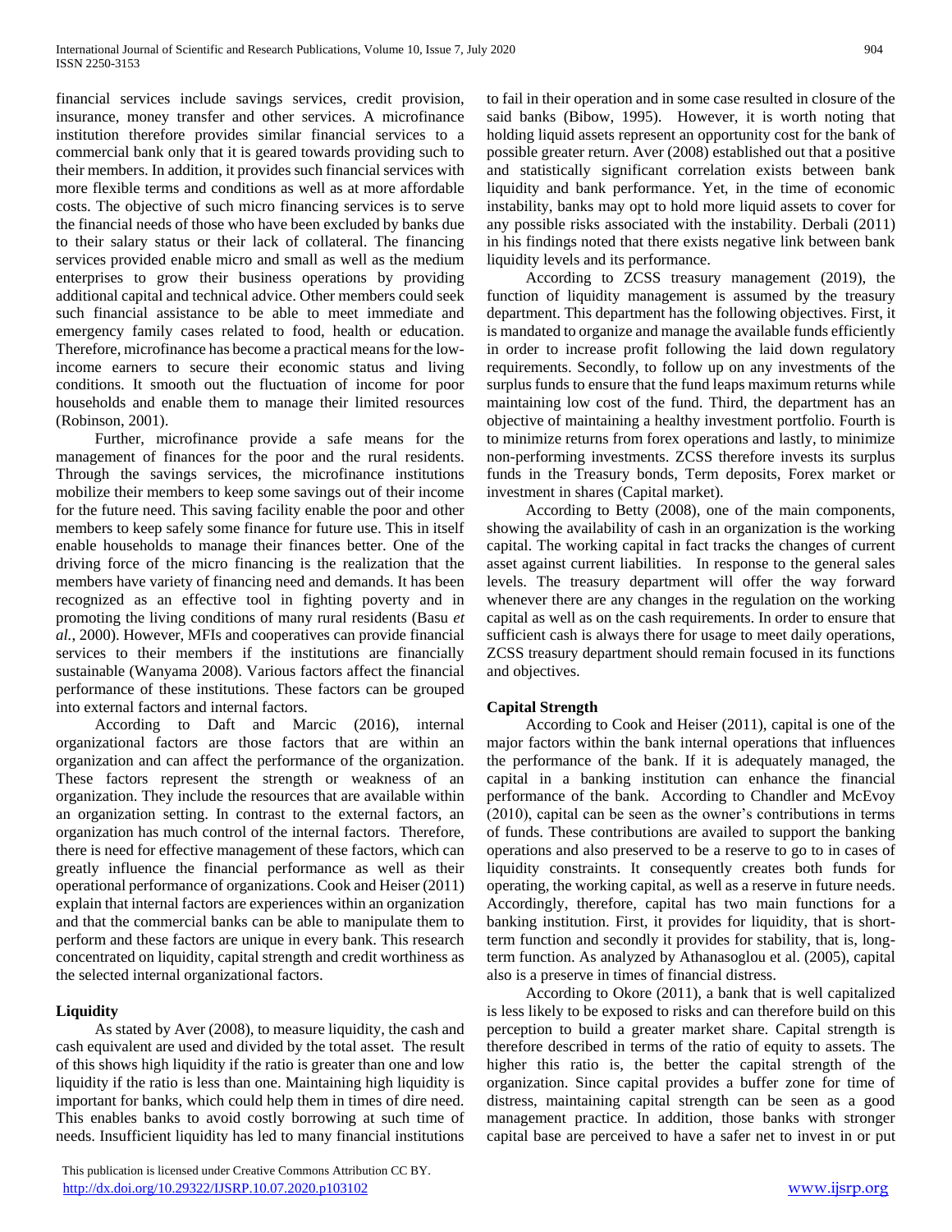financial services include savings services, credit provision, insurance, money transfer and other services. A microfinance institution therefore provides similar financial services to a commercial bank only that it is geared towards providing such to their members. In addition, it provides such financial services with more flexible terms and conditions as well as at more affordable costs. The objective of such micro financing services is to serve the financial needs of those who have been excluded by banks due to their salary status or their lack of collateral. The financing services provided enable micro and small as well as the medium enterprises to grow their business operations by providing additional capital and technical advice. Other members could seek such financial assistance to be able to meet immediate and emergency family cases related to food, health or education. Therefore, microfinance has become a practical means for the low-income earners to secure their economic status and living conditions. It smooth out the fluctuation of income for poor households and enable them to manage their limited resources (Robinson, 2001).

Further, microfinance provide a safe means for the management of finances for the poor and the rural residents. Through the savings services, the microfinance institutions mobilize their members to keep some savings out of their income for the future need. This saving facility enable the poor and other members to keep safely some finance for future use. This in itself enable households to manage their finances better. One of the driving force of the micro financing is the realization that the members have variety of financing need and demands. It has been recognized as an effective tool in fighting poverty and in promoting the living conditions of many rural residents (Basu *et al.*, 2000). However, MFIs and cooperatives can provide financial services to their members if the institutions are financially sustainable (Wanyama 2008). Various factors affect the financial performance of these institutions. These factors can be grouped into external factors and internal factors.

According to Daft and Marcic (2016), internal organizational factors are those factors that are within an organization and can affect the performance of the organization. These factors represent the strength or weakness of an organization. They include the resources that are available within an organization setting. In contrast to the external factors, an organization has much control of the internal factors. Therefore, there is need for effective management of these factors, which can greatly influence the financial performance as well as their operational performance of organizations. Cook and Heiser (2011) explain that internal factors are experiences within an organization and that the commercial banks can be able to manipulate them to perform and these factors are unique in every bank. This research concentrated on liquidity, capital strength and credit worthiness as the selected internal organizational factors.

## Liquidity

As stated by Aver (2008), to measure liquidity, the cash and cash equivalent are used and divided by the total asset. The result of this shows high liquidity if the ratio is greater than one and low liquidity if the ratio is less than one. Maintaining high liquidity is important for banks, which could help them in times of dire need. This enables banks to avoid costly borrowing at such time of needs. Insufficient liquidity has led to many financial institutions to fail in their operation and in some case resulted in closure of the said banks (Bibow, 1995). However, it is worth noting that holding liquid assets represent an opportunity cost for the bank of possible greater return. Aver (2008) established out that a positive and statistically significant correlation exists between bank liquidity and bank performance. Yet, in the time of economic instability, banks may opt to hold more liquid assets to cover for any possible risks associated with the instability. Derbali (2011) in his findings noted that there exists negative link between bank liquidity levels and its performance.

According to ZCSS treasury management (2019), the function of liquidity management is assumed by the treasury department. This department has the following objectives. First, it is mandated to organize and manage the available funds efficiently in order to increase profit following the laid down regulatory requirements. Secondly, to follow up on any investments of the surplus funds to ensure that the fund leaps maximum returns while maintaining low cost of the fund. Third, the department has an objective of maintaining a healthy investment portfolio. Fourth is to minimize returns from forex operations and lastly, to minimize non-performing investments. ZCSS therefore invests its surplus funds in the Treasury bonds, Term deposits, Forex market or investment in shares (Capital market).

According to Betty (2008), one of the main components, showing the availability of cash in an organization is the working capital. The working capital in fact tracks the changes of current asset against current liabilities. In response to the general sales levels. The treasury department will offer the way forward whenever there are any changes in the regulation on the working capital as well as on the cash requirements. In order to ensure that sufficient cash is always there for usage to meet daily operations, ZCSS treasury department should remain focused in its functions and objectives.

## Capital Strength

According to Cook and Heiser (2011), capital is one of the major factors within the bank internal operations that influences the performance of the bank. If it is adequately managed, the capital in a banking institution can enhance the financial performance of the bank. According to Chandler and McEvoy (2010), capital can be seen as the owner's contributions in terms of funds. These contributions are availed to support the banking operations and also preserved to be a reserve to go to in cases of liquidity constraints. It consequently creates both funds for operating, the working capital, as well as a reserve in future needs. Accordingly, therefore, capital has two main functions for a banking institution. First, it provides for liquidity, that is short-term function and secondly it provides for stability, that is, long-term function. As analyzed by Athanasoglou et al. (2005), capital also is a preserve in times of financial distress.

According to Okore (2011), a bank that is well capitalized is less likely to be exposed to risks and can therefore build on this perception to build a greater market share. Capital strength is therefore described in terms of the ratio of equity to assets. The higher this ratio is, the better the capital strength of the organization. Since capital provides a buffer zone for time of distress, maintaining capital strength can be seen as a good management practice. In addition, those banks with stronger capital base are perceived to have a safer net to invest in or put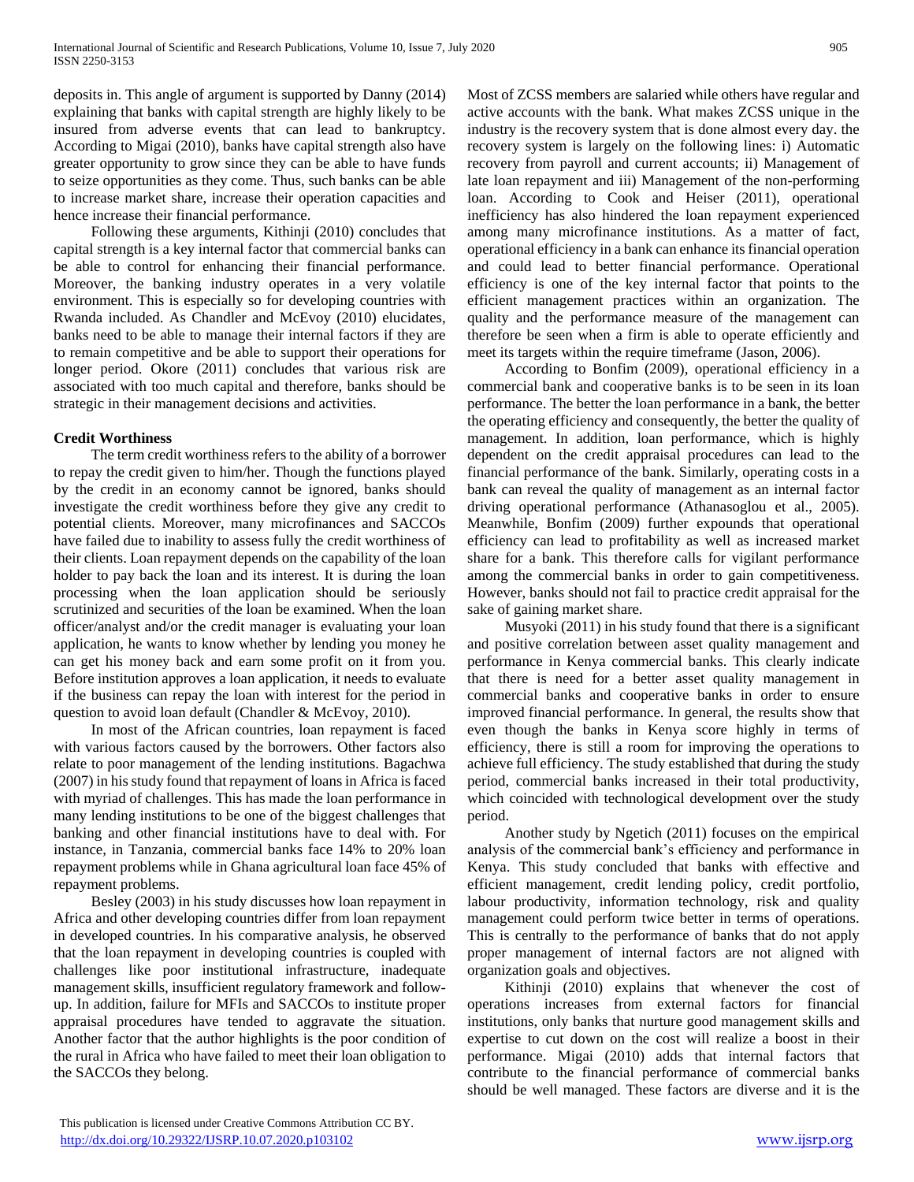deposits in. This angle of argument is supported by Danny (2014) explaining that banks with capital strength are highly likely to be insured from adverse events that can lead to bankruptcy. According to Migai (2010), banks have capital strength also have greater opportunity to grow since they can be able to have funds to seize opportunities as they come. Thus, such banks can be able to increase market share, increase their operation capacities and hence increase their financial performance.

Following these arguments, Kithinji (2010) concludes that capital strength is a key internal factor that commercial banks can be able to control for enhancing their financial performance. Moreover, the banking industry operates in a very volatile environment. This is especially so for developing countries with Rwanda included. As Chandler and McEvoy (2010) elucidates, banks need to be able to manage their internal factors if they are to remain competitive and be able to support their operations for longer period. Okore (2011) concludes that various risk are associated with too much capital and therefore, banks should be strategic in their management decisions and activities.

**Credit Worthiness**

The term credit worthiness refers to the ability of a borrower to repay the credit given to him/her. Though the functions played by the credit in an economy cannot be ignored, banks should investigate the credit worthiness before they give any credit to potential clients. Moreover, many microfinances and SACCOs have failed due to inability to assess fully the credit worthiness of their clients. Loan repayment depends on the capability of the loan holder to pay back the loan and its interest. It is during the loan processing when the loan application should be seriously scrutinized and securities of the loan be examined. When the loan officer/analyst and/or the credit manager is evaluating your loan application, he wants to know whether by lending you money he can get his money back and earn some profit on it from you. Before institution approves a loan application, it needs to evaluate if the business can repay the loan with interest for the period in question to avoid loan default (Chandler & McEvoy, 2010).

In most of the African countries, loan repayment is faced with various factors caused by the borrowers. Other factors also relate to poor management of the lending institutions. Bagachwa (2007) in his study found that repayment of loans in Africa is faced with myriad of challenges. This has made the loan performance in many lending institutions to be one of the biggest challenges that banking and other financial institutions have to deal with. For instance, in Tanzania, commercial banks face 14% to 20% loan repayment problems while in Ghana agricultural loan face 45% of repayment problems.

Besley (2003) in his study discusses how loan repayment in Africa and other developing countries differ from loan repayment in developed countries. In his comparative analysis, he observed that the loan repayment in developing countries is coupled with challenges like poor institutional infrastructure, inadequate management skills, insufficient regulatory framework and follow-up. In addition, failure for MFIs and SACCOs to institute proper appraisal procedures have tended to aggravate the situation. Another factor that the author highlights is the poor condition of the rural in Africa who have failed to meet their loan obligation to the SACCOs they belong.

Most of ZCSS members are salaried while others have regular and active accounts with the bank. What makes ZCSS unique in the industry is the recovery system that is done almost every day. the recovery system is largely on the following lines: i) Automatic recovery from payroll and current accounts; ii) Management of late loan repayment and iii) Management of the non-performing loan. According to Cook and Heiser (2011), operational inefficiency has also hindered the loan repayment experienced among many microfinance institutions. As a matter of fact, operational efficiency in a bank can enhance its financial operation and could lead to better financial performance. Operational efficiency is one of the key internal factor that points to the efficient management practices within an organization. The quality and the performance measure of the management can therefore be seen when a firm is able to operate efficiently and meet its targets within the require timeframe (Jason, 2006).

According to Bonfim (2009), operational efficiency in a commercial bank and cooperative banks is to be seen in its loan performance. The better the loan performance in a bank, the better the operating efficiency and consequently, the better the quality of management. In addition, loan performance, which is highly dependent on the credit appraisal procedures can lead to the financial performance of the bank. Similarly, operating costs in a bank can reveal the quality of management as an internal factor driving operational performance (Athanasoglou et al., 2005). Meanwhile, Bonfim (2009) further expounds that operational efficiency can lead to profitability as well as increased market share for a bank. This therefore calls for vigilant performance among the commercial banks in order to gain competitiveness. However, banks should not fail to practice credit appraisal for the sake of gaining market share.

Musyoki (2011) in his study found that there is a significant and positive correlation between asset quality management and performance in Kenya commercial banks. This clearly indicate that there is need for a better asset quality management in commercial banks and cooperative banks in order to ensure improved financial performance. In general, the results show that even though the banks in Kenya score highly in terms of efficiency, there is still a room for improving the operations to achieve full efficiency. The study established that during the study period, commercial banks increased in their total productivity, which coincided with technological development over the study period.

Another study by Ngetich (2011) focuses on the empirical analysis of the commercial bank's efficiency and performance in Kenya. This study concluded that banks with effective and efficient management, credit lending policy, credit portfolio, labour productivity, information technology, risk and quality management could perform twice better in terms of operations. This is centrally to the performance of banks that do not apply proper management of internal factors are not aligned with organization goals and objectives.

Kithinji (2010) explains that whenever the cost of operations increases from external factors for financial institutions, only banks that nurture good management skills and expertise to cut down on the cost will realize a boost in their performance. Migai (2010) adds that internal factors that contribute to the financial performance of commercial banks should be well managed. These factors are diverse and it is the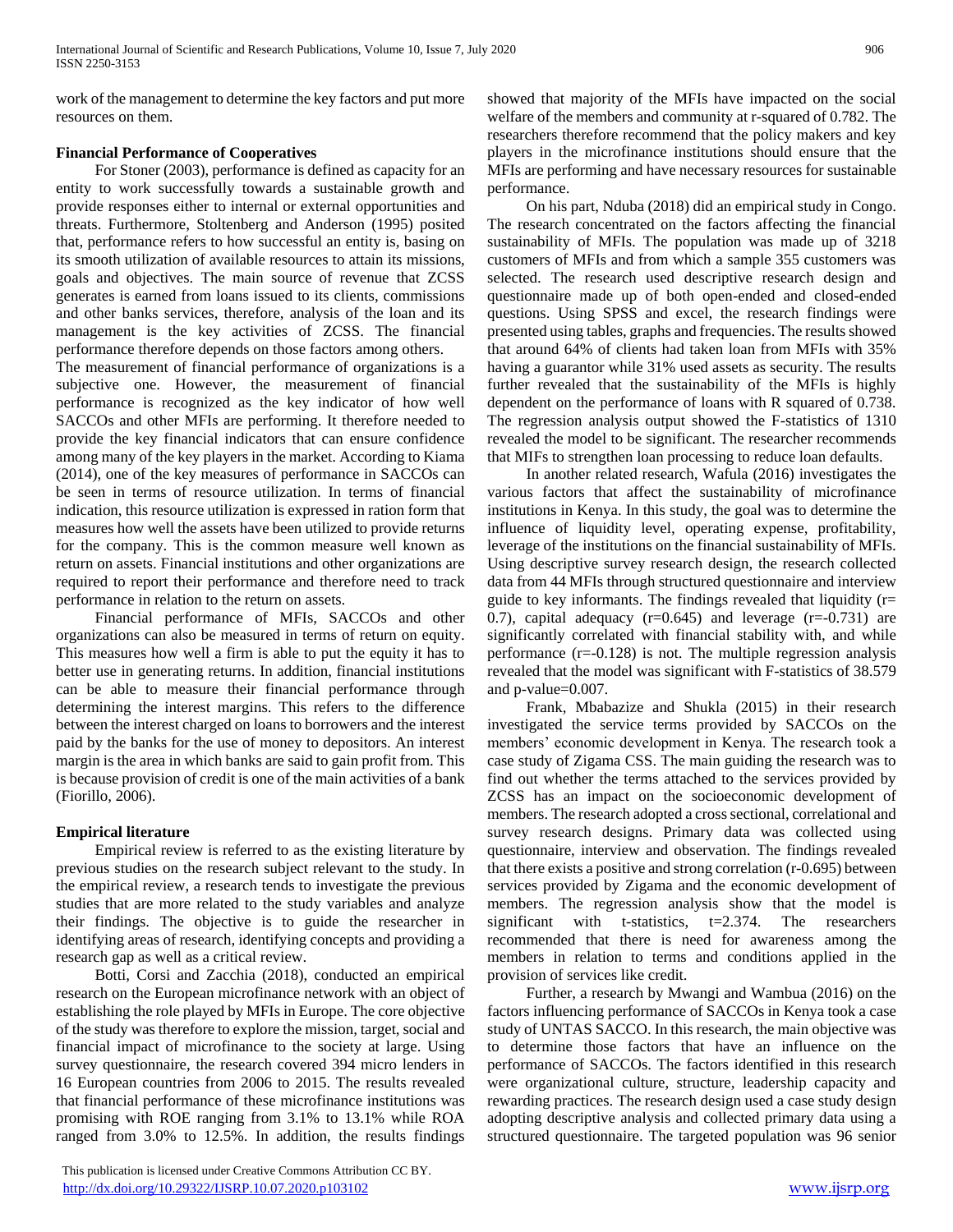work of the management to determine the key factors and put more resources on them.

**Financial Performance of Cooperatives**

For Stoner (2003), performance is defined as capacity for an entity to work successfully towards a sustainable growth and provide responses either to internal or external opportunities and threats. Furthermore, Stoltenberg and Anderson (1995) posited that, performance refers to how successful an entity is, basing on its smooth utilization of available resources to attain its missions, goals and objectives. The main source of revenue that ZCSS generates is earned from loans issued to its clients, commissions and other banks services, therefore, analysis of the loan and its management is the key activities of ZCSS. The financial performance therefore depends on those factors among others.

The measurement of financial performance of organizations is a subjective one. However, the measurement of financial performance is recognized as the key indicator of how well SACCOs and other MFIs are performing. It therefore needed to provide the key financial indicators that can ensure confidence among many of the key players in the market. According to Kiama (2014), one of the key measures of performance in SACCOs can be seen in terms of resource utilization. In terms of financial indication, this resource utilization is expressed in ration form that measures how well the assets have been utilized to provide returns for the company. This is the common measure well known as return on assets. Financial institutions and other organizations are required to report their performance and therefore need to track performance in relation to the return on assets.

Financial performance of MFIs, SACCOs and other organizations can also be measured in terms of return on equity. This measures how well a firm is able to put the equity it has to better use in generating returns. In addition, financial institutions can be able to measure their financial performance through determining the interest margins. This refers to the difference between the interest charged on loans to borrowers and the interest paid by the banks for the use of money to depositors. An interest margin is the area in which banks are said to gain profit from. This is because provision of credit is one of the main activities of a bank (Fiorillo, 2006).

**Empirical literature**

Empirical review is referred to as the existing literature by previous studies on the research subject relevant to the study. In the empirical review, a research tends to investigate the previous studies that are more related to the study variables and analyze their findings. The objective is to guide the researcher in identifying areas of research, identifying concepts and providing a research gap as well as a critical review.

Botti, Corsi and Zacchia (2018), conducted an empirical research on the European microfinance network with an object of establishing the role played by MFIs in Europe. The core objective of the study was therefore to explore the mission, target, social and financial impact of microfinance to the society at large. Using survey questionnaire, the research covered 394 micro lenders in 16 European countries from 2006 to 2015. The results revealed that financial performance of these microfinance institutions was promising with ROE ranging from 3.1% to 13.1% while ROA ranged from 3.0% to 12.5%. In addition, the results findings showed that majority of the MFIs have impacted on the social welfare of the members and community at r-squared of 0.782. The researchers therefore recommend that the policy makers and key players in the microfinance institutions should ensure that the MFIs are performing and have necessary resources for sustainable performance.

On his part, Nduba (2018) did an empirical study in Congo. The research concentrated on the factors affecting the financial sustainability of MFIs. The population was made up of 3218 customers of MFIs and from which a sample 355 customers was selected. The research used descriptive research design and questionnaire made up of both open-ended and closed-ended questions. Using SPSS and excel, the research findings were presented using tables, graphs and frequencies. The results showed that around 64% of clients had taken loan from MFIs with 35% having a guarantor while 31% used assets as security. The results further revealed that the sustainability of the MFIs is highly dependent on the performance of loans with R squared of 0.738. The regression analysis output showed the F-statistics of 1310 revealed the model to be significant. The researcher recommends that MIFs to strengthen loan processing to reduce loan defaults.

In another related research, Wafula (2016) investigates the various factors that affect the sustainability of microfinance institutions in Kenya. In this study, the goal was to determine the influence of liquidity level, operating expense, profitability, leverage of the institutions on the financial sustainability of MFIs. Using descriptive survey research design, the research collected data from 44 MFIs through structured questionnaire and interview guide to key informants. The findings revealed that liquidity (r= 0.7), capital adequacy (r=0.645) and leverage (r=-0.731) are significantly correlated with financial stability with, and while performance (r=-0.128) is not. The multiple regression analysis revealed that the model was significant with F-statistics of 38.579 and p-value=0.007.

Frank, Mbabazize and Shukla (2015) in their research investigated the service terms provided by SACCOs on the members' economic development in Kenya. The research took a case study of Zigama CSS. The main guiding the research was to find out whether the terms attached to the services provided by ZCSS has an impact on the socioeconomic development of members. The research adopted a cross sectional, correlational and survey research designs. Primary data was collected using questionnaire, interview and observation. The findings revealed that there exists a positive and strong correlation (r-0.695) between services provided by Zigama and the economic development of members. The regression analysis show that the model is significant with t-statistics, t=2.374. The researchers recommended that there is need for awareness among the members in relation to terms and conditions applied in the provision of services like credit.

Further, a research by Mwangi and Wambua (2016) on the factors influencing performance of SACCOs in Kenya took a case study of UNTAS SACCO. In this research, the main objective was to determine those factors that have an influence on the performance of SACCOs. The factors identified in this research were organizational culture, structure, leadership capacity and rewarding practices. The research design used a case study design adopting descriptive analysis and collected primary data using a structured questionnaire. The targeted population was 96 senior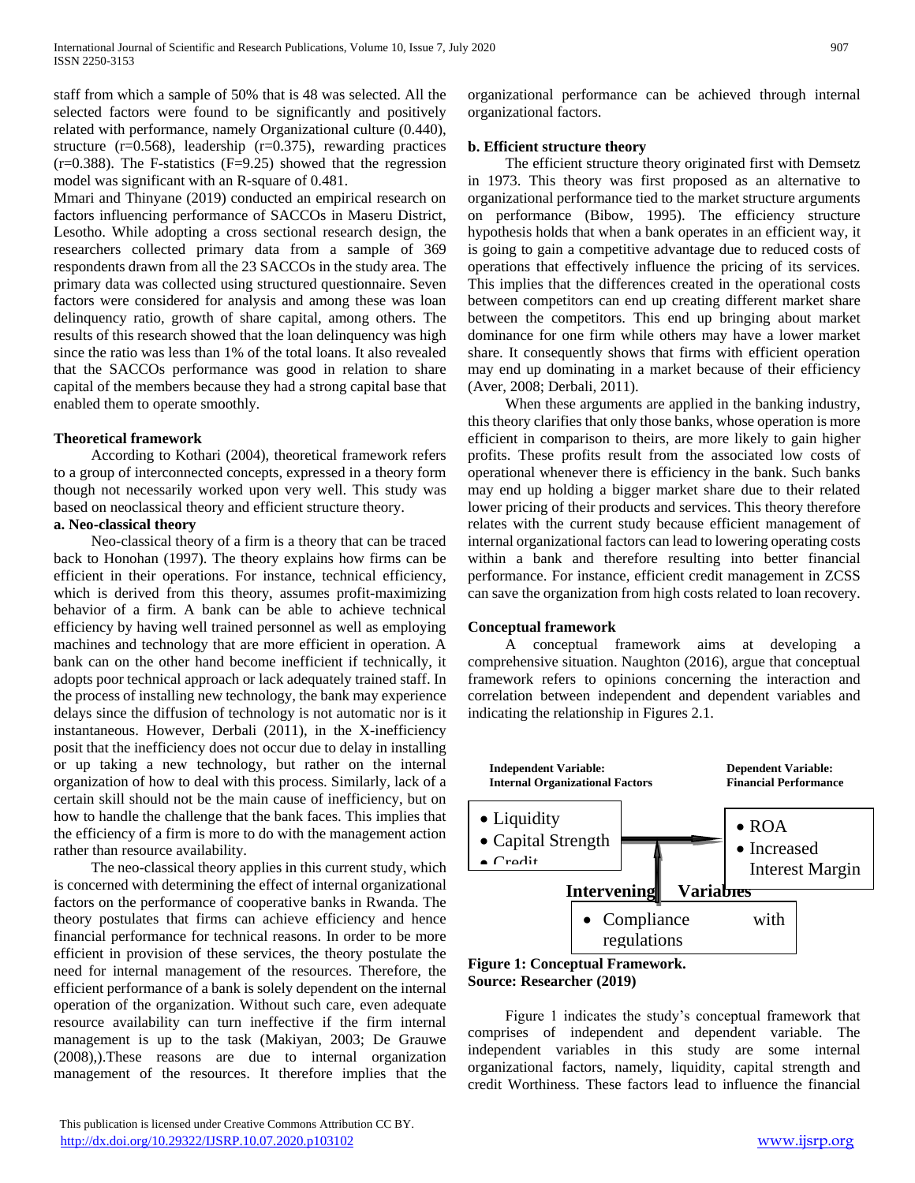staff from which a sample of 50% that is 48 was selected. All the selected factors were found to be significantly and positively related with performance, namely Organizational culture (0.440), structure (r=0.568), leadership (r=0.375), rewarding practices (r=0.388). The F-statistics (F=9.25) showed that the regression model was significant with an R-square of 0.481.

Mmari and Thinyane (2019) conducted an empirical research on factors influencing performance of SACCOs in Maseru District, Lesotho. While adopting a cross sectional research design, the researchers collected primary data from a sample of 369 respondents drawn from all the 23 SACCOs in the study area. The primary data was collected using structured questionnaire. Seven factors were considered for analysis and among these was loan delinquency ratio, growth of share capital, among others. The results of this research showed that the loan delinquency was high since the ratio was less than 1% of the total loans. It also revealed that the SACCOs performance was good in relation to share capital of the members because they had a strong capital base that enabled them to operate smoothly.

**Theoretical framework**

According to Kothari (2004), theoretical framework refers to a group of interconnected concepts, expressed in a theory form though not necessarily worked upon very well. This study was based on neoclassical theory and efficient structure theory.

**a. Neo-classical theory**

Neo-classical theory of a firm is a theory that can be traced back to Honohan (1997). The theory explains how firms can be efficient in their operations. For instance, technical efficiency, which is derived from this theory, assumes profit-maximizing behavior of a firm. A bank can be able to achieve technical efficiency by having well trained personnel as well as employing machines and technology that are more efficient in operation. A bank can on the other hand become inefficient if technically, it adopts poor technical approach or lack adequately trained staff. In the process of installing new technology, the bank may experience delays since the diffusion of technology is not automatic nor is it instantaneous. However, Derbali (2011), in the X-inefficiency posit that the inefficiency does not occur due to delay in installing or up taking a new technology, but rather on the internal organization of how to deal with this process. Similarly, lack of a certain skill should not be the main cause of inefficiency, but on how to handle the challenge that the bank faces. This implies that the efficiency of a firm is more to do with the management action rather than resource availability.

The neo-classical theory applies in this current study, which is concerned with determining the effect of internal organizational factors on the performance of cooperative banks in Rwanda. The theory postulates that firms can achieve efficiency and hence financial performance for technical reasons. In order to be more efficient in provision of these services, the theory postulate the need for internal management of the resources. Therefore, the efficient performance of a bank is solely dependent on the internal operation of the organization. Without such care, even adequate resource availability can turn ineffective if the firm internal management is up to the task (Makiyan, 2003; De Grauwe (2008),).These reasons are due to internal organization management of the resources. It therefore implies that the organizational performance can be achieved through internal organizational factors.

**b. Efficient structure theory**

The efficient structure theory originated first with Demsetz in 1973. This theory was first proposed as an alternative to organizational performance tied to the market structure arguments on performance (Bibow, 1995). The efficiency structure hypothesis holds that when a bank operates in an efficient way, it is going to gain a competitive advantage due to reduced costs of operations that effectively influence the pricing of its services. This implies that the differences created in the operational costs between competitors can end up creating different market share between the competitors. This end up bringing about market dominance for one firm while others may have a lower market share. It consequently shows that firms with efficient operation may end up dominating in a market because of their efficiency (Aver, 2008; Derbali, 2011).

When these arguments are applied in the banking industry, this theory clarifies that only those banks, whose operation is more efficient in comparison to theirs, are more likely to gain higher profits. These profits result from the associated low costs of operational whenever there is efficiency in the bank. Such banks may end up holding a bigger market share due to their related lower pricing of their products and services. This theory therefore relates with the current study because efficient management of internal organizational factors can lead to lowering operating costs within a bank and therefore resulting into better financial performance. For instance, efficient credit management in ZCSS can save the organization from high costs related to loan recovery.

**Conceptual framework**

A conceptual framework aims at developing a comprehensive situation. Naughton (2016), argue that conceptual framework refers to opinions concerning the interaction and correlation between independent and dependent variables and indicating the relationship in Figures 2.1.

**Independent Variable: Internal Organizational Factors**
- Liquidity
- Capital Strength
- Credit

**Dependent Variable: Financial Performance**
- ROA
- Increased Interest Margin

**Intervening Variables**
- Compliance with regulations

**Figure 1: Conceptual Framework.**
**Source: Researcher (2019)**

Figure 1 indicates the study's conceptual framework that comprises of independent and dependent variable. The independent variables in this study are some internal organizational factors, namely, liquidity, capital strength and credit Worthiness. These factors lead to influence the financial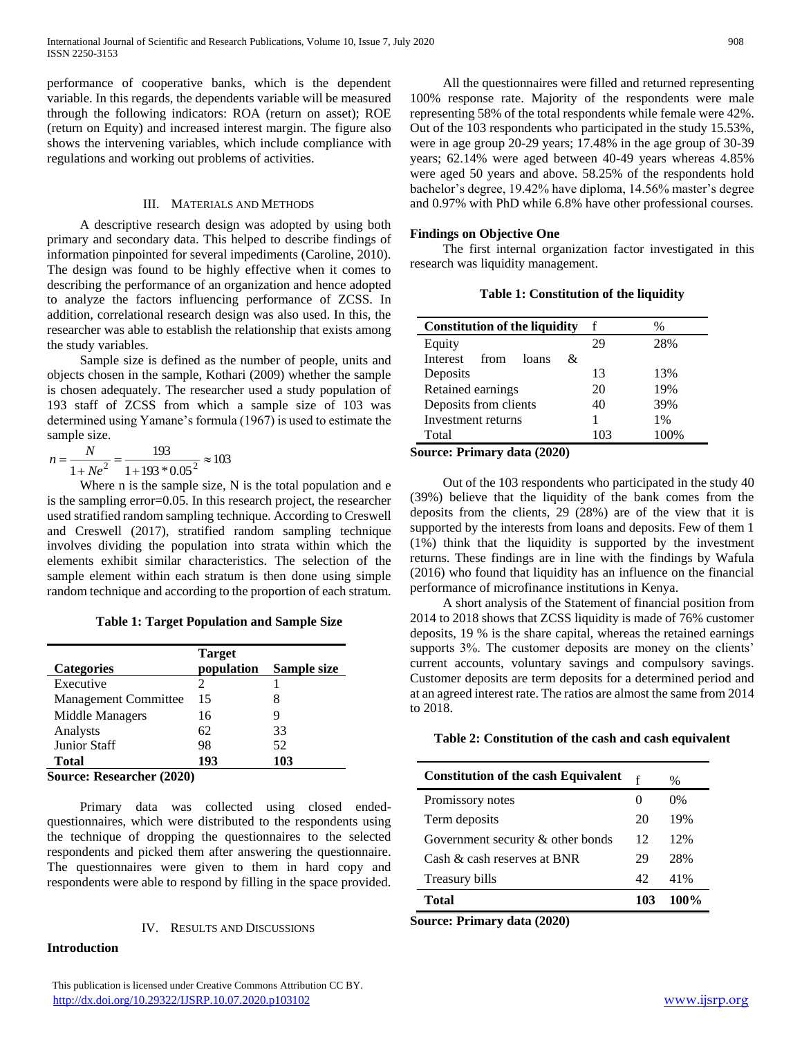performance of cooperative banks, which is the dependent variable. In this regards, the dependents variable will be measured through the following indicators: ROA (return on asset); ROE (return on Equity) and increased interest margin. The figure also shows the intervening variables, which include compliance with regulations and working out problems of activities.

## III. Materials and Methods

A descriptive research design was adopted by using both primary and secondary data. This helped to describe findings of information pinpointed for several impediments (Caroline, 2010). The design was found to be highly effective when it comes to describing the performance of an organization and hence adopted to analyze the factors influencing performance of ZCSS. In addition, correlational research design was also used. In this, the researcher was able to establish the relationship that exists among the study variables.

Sample size is defined as the number of people, units and objects chosen in the sample, Kothari (2009) whether the sample is chosen adequately. The researcher used a study population of 193 staff of ZCSS from which a sample size of 103 was determined using Yamane's formula (1967) is used to estimate the sample size.

$$n = \frac{N}{1+Ne^2} = \frac{193}{1+193*0.05^2} \approx 103$$

Where n is the sample size, N is the total population and e is the sampling error=0.05. In this research project, the researcher used stratified random sampling technique. According to Creswell and Creswell (2017), stratified random sampling technique involves dividing the population into strata within which the elements exhibit similar characteristics. The selection of the sample element within each stratum is then done using simple random technique and according to the proportion of each stratum.

**Table 1: Target Population and Sample Size**

| Categories | Target population | Sample size |
|---|---|---|
| Executive | 2 | 1 |
| Management Committee | 15 | 8 |
| Middle Managers | 16 | 9 |
| Analysts | 62 | 33 |
| Junior Staff | 98 | 52 |
| **Total** | **193** | **103** |

**Source: Researcher (2020)**

Primary data was collected using closed ended-questionnaires, which were distributed to the respondents using the technique of dropping the questionnaires to the selected respondents and picked them after answering the questionnaire. The questionnaires were given to them in hard copy and respondents were able to respond by filling in the space provided.

## IV. Results and Discussions

### Introduction

All the questionnaires were filled and returned representing 100% response rate. Majority of the respondents were male representing 58% of the total respondents while female were 42%. Out of the 103 respondents who participated in the study 15.53%, were in age group 20-29 years; 17.48% in the age group of 30-39 years; 62.14% were aged between 40-49 years whereas 4.85% were aged 50 years and above. 58.25% of the respondents hold bachelor's degree, 19.42% have diploma, 14.56% master's degree and 0.97% with PhD while 6.8% have other professional courses.

### Findings on Objective One

The first internal organization factor investigated in this research was liquidity management.

**Table 1: Constitution of the liquidity**

| Constitution of the liquidity | f | % |
|---|---|---|
| Equity | 29 | 28% |
| Interest from loans & Deposits | 13 | 13% |
| Retained earnings | 20 | 19% |
| Deposits from clients | 40 | 39% |
| Investment returns | 1 | 1% |
| Total | 103 | 100% |

**Source: Primary data (2020)**

Out of the 103 respondents who participated in the study 40 (39%) believe that the liquidity of the bank comes from the deposits from the clients, 29 (28%) are of the view that it is supported by the interests from loans and deposits. Few of them 1 (1%) think that the liquidity is supported by the investment returns. These findings are in line with the findings by Wafula (2016) who found that liquidity has an influence on the financial performance of microfinance institutions in Kenya.

A short analysis of the Statement of financial position from 2014 to 2018 shows that ZCSS liquidity is made of 76% customer deposits, 19 % is the share capital, whereas the retained earnings supports 3%. The customer deposits are money on the clients' current accounts, voluntary savings and compulsory savings. Customer deposits are term deposits for a determined period and at an agreed interest rate. The ratios are almost the same from 2014 to 2018.

**Table 2: Constitution of the cash and cash equivalent**

| Constitution of the cash Equivalent | f | % |
|---|---|---|
| Promissory notes | 0 | 0% |
| Term deposits | 20 | 19% |
| Government security & other bonds | 12 | 12% |
| Cash & cash reserves at BNR | 29 | 28% |
| Treasury bills | 42 | 41% |
| **Total** | **103** | **100%** |

**Source: Primary data (2020)**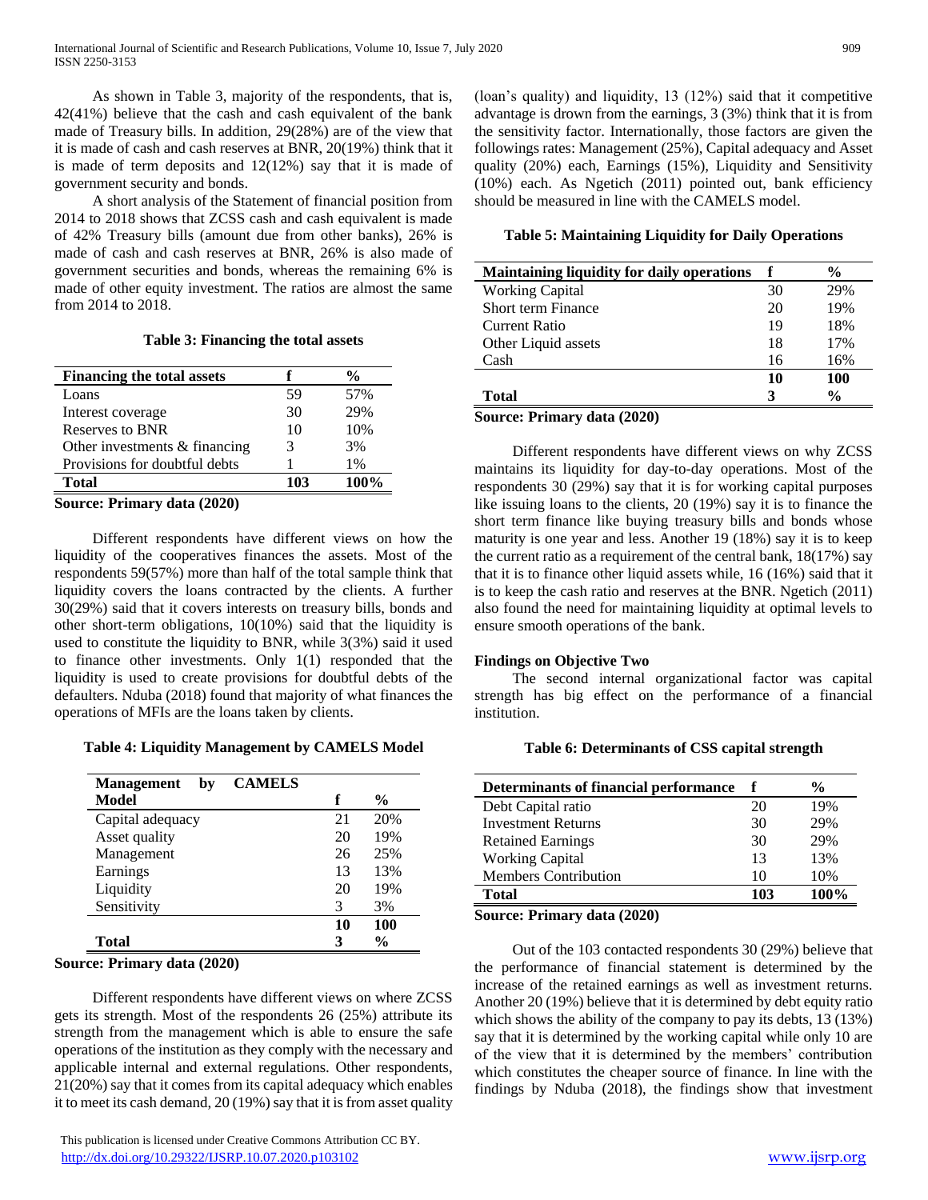As shown in Table 3, majority of the respondents, that is, 42(41%) believe that the cash and cash equivalent of the bank made of Treasury bills. In addition, 29(28%) are of the view that it is made of cash and cash reserves at BNR, 20(19%) think that it is made of term deposits and 12(12%) say that it is made of government security and bonds.

A short analysis of the Statement of financial position from 2014 to 2018 shows that ZCSS cash and cash equivalent is made of 42% Treasury bills (amount due from other banks), 26% is made of cash and cash reserves at BNR, 26% is also made of government securities and bonds, whereas the remaining 6% is made of other equity investment. The ratios are almost the same from 2014 to 2018.

**Table 3: Financing the total assets**

| Financing the total assets | f | % |
|---|---|---|
| Loans | 59 | 57% |
| Interest coverage | 30 | 29% |
| Reserves to BNR | 10 | 10% |
| Other investments & financing | 3 | 3% |
| Provisions for doubtful debts | 1 | 1% |
| **Total** | **103** | **100%** |

**Source: Primary data (2020)**

Different respondents have different views on how the liquidity of the cooperatives finances the assets. Most of the respondents 59(57%) more than half of the total sample think that liquidity covers the loans contracted by the clients. A further 30(29%) said that it covers interests on treasury bills, bonds and other short-term obligations, 10(10%) said that the liquidity is used to constitute the liquidity to BNR, while 3(3%) said it used to finance other investments. Only 1(1) responded that the liquidity is used to create provisions for doubtful debts of the defaulters. Nduba (2018) found that majority of what finances the operations of MFIs are the loans taken by clients.

**Table 4: Liquidity Management by CAMELS Model**

| Management by CAMELS Model | f | % |
|---|---|---|
| Capital adequacy | 21 | 20% |
| Asset quality | 20 | 19% |
| Management | 26 | 25% |
| Earnings | 13 | 13% |
| Liquidity | 20 | 19% |
| Sensitivity | 3 | 3% |
| **Total** | **103** | **100%** |

**Source: Primary data (2020)**

Different respondents have different views on where ZCSS gets its strength. Most of the respondents 26 (25%) attribute its strength from the management which is able to ensure the safe operations of the institution as they comply with the necessary and applicable internal and external regulations. Other respondents, 21(20%) say that it comes from its capital adequacy which enables it to meet its cash demand, 20 (19%) say that it is from asset quality (loan's quality) and liquidity, 13 (12%) said that it competitive advantage is drown from the earnings, 3 (3%) think that it is from the sensitivity factor. Internationally, those factors are given the followings rates: Management (25%), Capital adequacy and Asset quality (20%) each, Earnings (15%), Liquidity and Sensitivity (10%) each. As Ngetich (2011) pointed out, bank efficiency should be measured in line with the CAMELS model.

**Table 5: Maintaining Liquidity for Daily Operations**

| Maintaining liquidity for daily operations | f | % |
|---|---|---|
| Working Capital | 30 | 29% |
| Short term Finance | 20 | 19% |
| Current Ratio | 19 | 18% |
| Other Liquid assets | 18 | 17% |
| Cash | 16 | 16% |
| **Total** | **103** | **100%** |

**Source: Primary data (2020)**

Different respondents have different views on why ZCSS maintains its liquidity for day-to-day operations. Most of the respondents 30 (29%) say that it is for working capital purposes like issuing loans to the clients, 20 (19%) say it is to finance the short term finance like buying treasury bills and bonds whose maturity is one year and less. Another 19 (18%) say it is to keep the current ratio as a requirement of the central bank, 18(17%) say that it is to finance other liquid assets while, 16 (16%) said that it is to keep the cash ratio and reserves at the BNR. Ngetich (2011) also found the need for maintaining liquidity at optimal levels to ensure smooth operations of the bank.

**Findings on Objective Two**

The second internal organizational factor was capital strength has big effect on the performance of a financial institution.

**Table 6: Determinants of CSS capital strength**

| Determinants of financial performance | f | % |
|---|---|---|
| Debt Capital ratio | 20 | 19% |
| Investment Returns | 30 | 29% |
| Retained Earnings | 30 | 29% |
| Working Capital | 13 | 13% |
| Members Contribution | 10 | 10% |
| **Total** | **103** | **100%** |

**Source: Primary data (2020)**

Out of the 103 contacted respondents 30 (29%) believe that the performance of financial statement is determined by the increase of the retained earnings as well as investment returns. Another 20 (19%) believe that it is determined by debt equity ratio which shows the ability of the company to pay its debts, 13 (13%) say that it is determined by the working capital while only 10 are of the view that it is determined by the members' contribution which constitutes the cheaper source of finance. In line with the findings by Nduba (2018), the findings show that investment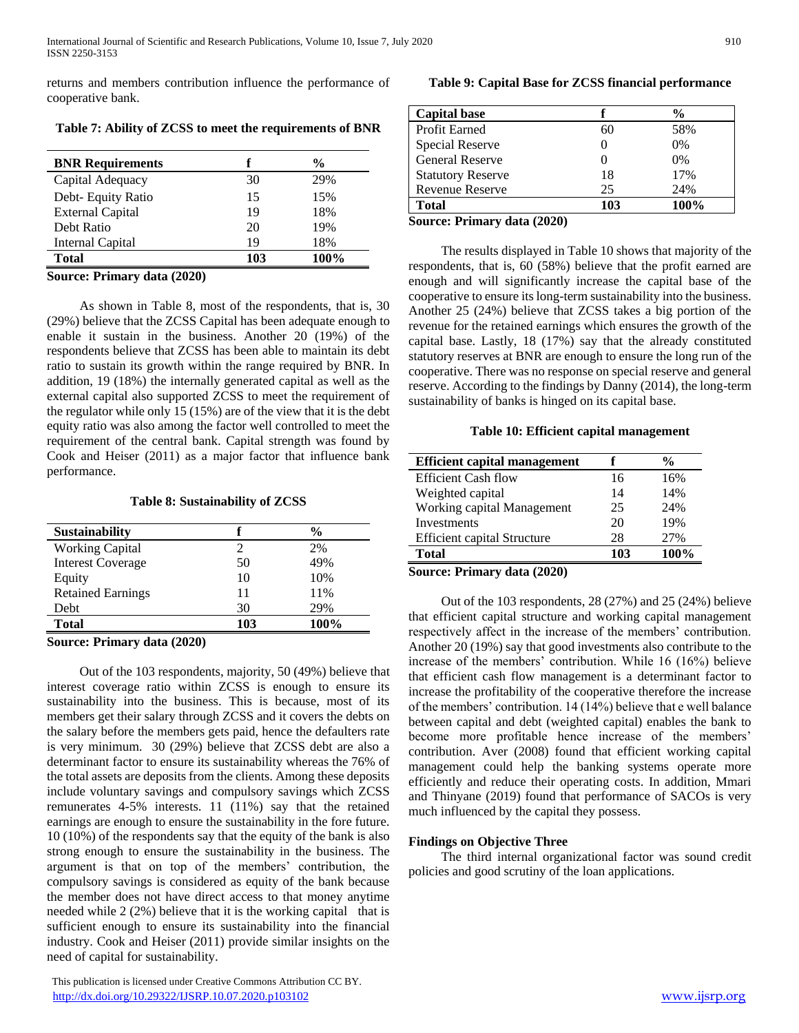returns and members contribution influence the performance of cooperative bank.

**Table 7: Ability of ZCSS to meet the requirements of BNR**

| BNR Requirements | f | % |
|---|---|---|
| Capital Adequacy | 30 | 29% |
| Debt- Equity Ratio | 15 | 15% |
| External Capital | 19 | 18% |
| Debt Ratio | 20 | 19% |
| Internal Capital | 19 | 18% |
| **Total** | **103** | **100%** |

**Source: Primary data (2020)**

As shown in Table 8, most of the respondents, that is, 30 (29%) believe that the ZCSS Capital has been adequate enough to enable it sustain in the business. Another 20 (19%) of the respondents believe that ZCSS has been able to maintain its debt ratio to sustain its growth within the range required by BNR. In addition, 19 (18%) the internally generated capital as well as the external capital also supported ZCSS to meet the requirement of the regulator while only 15 (15%) are of the view that it is the debt equity ratio was also among the factor well controlled to meet the requirement of the central bank. Capital strength was found by Cook and Heiser (2011) as a major factor that influence bank performance.

**Table 8: Sustainability of ZCSS**

| Sustainability | f | % |
|---|---|---|
| Working Capital | 2 | 2% |
| Interest Coverage | 50 | 49% |
| Equity | 10 | 10% |
| Retained Earnings | 11 | 11% |
| Debt | 30 | 29% |
| **Total** | **103** | **100%** |

**Source: Primary data (2020)**

Out of the 103 respondents, majority, 50 (49%) believe that interest coverage ratio within ZCSS is enough to ensure its sustainability into the business. This is because, most of its members get their salary through ZCSS and it covers the debts on the salary before the members gets paid, hence the defaulters rate is very minimum. 30 (29%) believe that ZCSS debt are also a determinant factor to ensure its sustainability whereas the 76% of the total assets are deposits from the clients. Among these deposits include voluntary savings and compulsory savings which ZCSS remunerates 4-5% interests. 11 (11%) say that the retained earnings are enough to ensure the sustainability in the fore future. 10 (10%) of the respondents say that the equity of the bank is also strong enough to ensure the sustainability in the business. The argument is that on top of the members' contribution, the compulsory savings is considered as equity of the bank because the member does not have direct access to that money anytime needed while 2 (2%) believe that it is the working capital that is sufficient enough to ensure its sustainability into the financial industry. Cook and Heiser (2011) provide similar insights on the need of capital for sustainability.

**Table 9: Capital Base for ZCSS financial performance**

| Capital base | f | % |
|---|---|---|
| Profit Earned | 60 | 58% |
| Special Reserve | 0 | 0% |
| General Reserve | 0 | 0% |
| Statutory Reserve | 18 | 17% |
| Revenue Reserve | 25 | 24% |
| **Total** | **103** | **100%** |

**Source: Primary data (2020)**

The results displayed in Table 10 shows that majority of the respondents, that is, 60 (58%) believe that the profit earned are enough and will significantly increase the capital base of the cooperative to ensure its long-term sustainability into the business. Another 25 (24%) believe that ZCSS takes a big portion of the revenue for the retained earnings which ensures the growth of the capital base. Lastly, 18 (17%) say that the already constituted statutory reserves at BNR are enough to ensure the long run of the cooperative. There was no response on special reserve and general reserve. According to the findings by Danny (2014), the long-term sustainability of banks is hinged on its capital base.

**Table 10: Efficient capital management**

| Efficient capital management | f | % |
|---|---|---|
| Efficient Cash flow | 16 | 16% |
| Weighted capital | 14 | 14% |
| Working capital Management | 25 | 24% |
| Investments | 20 | 19% |
| Efficient capital Structure | 28 | 27% |
| **Total** | **103** | **100%** |

**Source: Primary data (2020)**

Out of the 103 respondents, 28 (27%) and 25 (24%) believe that efficient capital structure and working capital management respectively affect in the increase of the members' contribution. Another 20 (19%) say that good investments also contribute to the increase of the members' contribution. While 16 (16%) believe that efficient cash flow management is a determinant factor to increase the profitability of the cooperative therefore the increase of the members' contribution. 14 (14%) believe that e well balance between capital and debt (weighted capital) enables the bank to become more profitable hence increase of the members' contribution. Aver (2008) found that efficient working capital management could help the banking systems operate more efficiently and reduce their operating costs. In addition, Mmari and Thinyane (2019) found that performance of SACOs is very much influenced by the capital they possess.

**Findings on Objective Three**

The third internal organizational factor was sound credit policies and good scrutiny of the loan applications.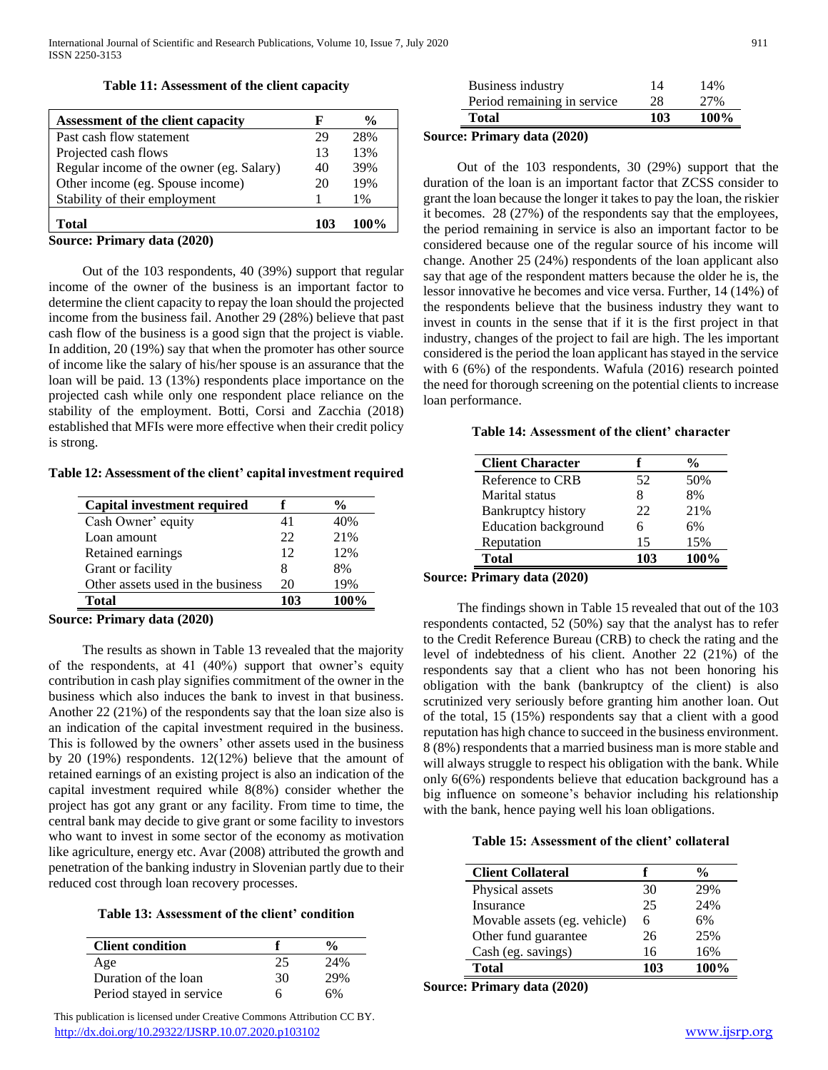**Table 11: Assessment of the client capacity**

| Assessment of the client capacity | F | % |
|---|---|---|
| Past cash flow statement | 29 | 28% |
| Projected cash flows | 13 | 13% |
| Regular income of the owner (eg. Salary) | 40 | 39% |
| Other income (eg. Spouse income) | 20 | 19% |
| Stability of their employment | 1 | 1% |
| **Total** | **103** | **100%** |

**Source: Primary data (2020)**

Out of the 103 respondents, 40 (39%) support that regular income of the owner of the business is an important factor to determine the client capacity to repay the loan should the projected income from the business fail. Another 29 (28%) believe that past cash flow of the business is a good sign that the project is viable. In addition, 20 (19%) say that when the promoter has other source of income like the salary of his/her spouse is an assurance that the loan will be paid. 13 (13%) respondents place importance on the projected cash while only one respondent place reliance on the stability of the employment. Botti, Corsi and Zacchia (2018) established that MFIs were more effective when their credit policy is strong.

**Table 12: Assessment of the client' capital investment required**

| Capital investment required | f | % |
|---|---|---|
| Cash Owner' equity | 41 | 40% |
| Loan amount | 22 | 21% |
| Retained earnings | 12 | 12% |
| Grant or facility | 8 | 8% |
| Other assets used in the business | 20 | 19% |
| **Total** | **103** | **100%** |

**Source: Primary data (2020)**

The results as shown in Table 13 revealed that the majority of the respondents, at 41 (40%) support that owner's equity contribution in cash play signifies commitment of the owner in the business which also induces the bank to invest in that business. Another 22 (21%) of the respondents say that the loan size also is an indication of the capital investment required in the business. This is followed by the owners' other assets used in the business by 20 (19%) respondents. 12(12%) believe that the amount of retained earnings of an existing project is also an indication of the capital investment required while 8(8%) consider whether the project has got any grant or any facility. From time to time, the central bank may decide to give grant or some facility to investors who want to invest in some sector of the economy as motivation like agriculture, energy etc. Avar (2008) attributed the growth and penetration of the banking industry in Slovenian partly due to their reduced cost through loan recovery processes.

**Table 13: Assessment of the client' condition**

| Client condition | f | % |
|---|---|---|
| Age | 25 | 24% |
| Duration of the loan | 30 | 29% |
| Period stayed in service | 6 | 6% |
| Business industry | 14 | 14% |
| Period remaining in service | 28 | 27% |
| **Total** | **103** | **100%** |

**Source: Primary data (2020)**

Out of the 103 respondents, 30 (29%) support that the duration of the loan is an important factor that ZCSS consider to grant the loan because the longer it takes to pay the loan, the riskier it becomes. 28 (27%) of the respondents say that the employees, the period remaining in service is also an important factor to be considered because one of the regular source of his income will change. Another 25 (24%) respondents of the loan applicant also say that age of the respondent matters because the older he is, the lessor innovative he becomes and vice versa. Further, 14 (14%) of the respondents believe that the business industry they want to invest in counts in the sense that if it is the first project in that industry, changes of the project to fail are high. The les important considered is the period the loan applicant has stayed in the service with 6 (6%) of the respondents. Wafula (2016) research pointed the need for thorough screening on the potential clients to increase loan performance.

**Table 14: Assessment of the client' character**

| Client Character | f | % |
|---|---|---|
| Reference to CRB | 52 | 50% |
| Marital status | 8 | 8% |
| Bankruptcy history | 22 | 21% |
| Education background | 6 | 6% |
| Reputation | 15 | 15% |
| **Total** | **103** | **100%** |

**Source: Primary data (2020)**

The findings shown in Table 15 revealed that out of the 103 respondents contacted, 52 (50%) say that the analyst has to refer to the Credit Reference Bureau (CRB) to check the rating and the level of indebtedness of his client. Another 22 (21%) of the respondents say that a client who has not been honoring his obligation with the bank (bankruptcy of the client) is also scrutinized very seriously before granting him another loan. Out of the total, 15 (15%) respondents say that a client with a good reputation has high chance to succeed in the business environment. 8 (8%) respondents that a married business man is more stable and will always struggle to respect his obligation with the bank. While only 6(6%) respondents believe that education background has a big influence on someone's behavior including his relationship with the bank, hence paying well his loan obligations.

**Table 15: Assessment of the client' collateral**

| Client Collateral | f | % |
|---|---|---|
| Physical assets | 30 | 29% |
| Insurance | 25 | 24% |
| Movable assets (eg. vehicle) | 6 | 6% |
| Other fund guarantee | 26 | 25% |
| Cash (eg. savings) | 16 | 16% |
| **Total** | **103** | **100%** |

**Source: Primary data (2020)**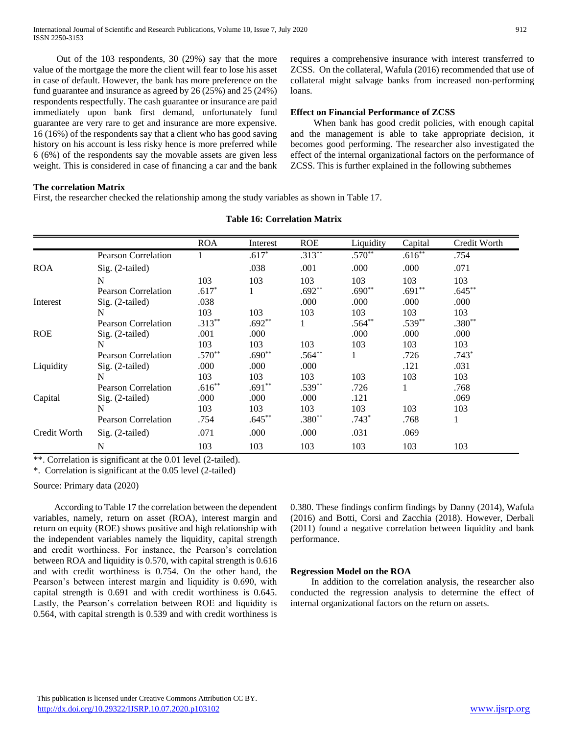Out of the 103 respondents, 30 (29%) say that the more value of the mortgage the more the client will fear to lose his asset in case of default. However, the bank has more preference on the fund guarantee and insurance as agreed by 26 (25%) and 25 (24%) respondents respectfully. The cash guarantee or insurance are paid immediately upon bank first demand, unfortunately fund guarantee are very rare to get and insurance are more expensive. 16 (16%) of the respondents say that a client who has good saving history on his account is less risky hence is more preferred while 6 (6%) of the respondents say the movable assets are given less weight. This is considered in case of financing a car and the bank requires a comprehensive insurance with interest transferred to ZCSS. On the collateral, Wafula (2016) recommended that use of collateral might salvage banks from increased non-performing loans.

### Effect on Financial Performance of ZCSS

When bank has good credit policies, with enough capital and the management is able to take appropriate decision, it becomes good performing. The researcher also investigated the effect of the internal organizational factors on the performance of ZCSS. This is further explained in the following subthemes

### The correlation Matrix

First, the researcher checked the relationship among the study variables as shown in Table 17.

**Table 16: Correlation Matrix**

| | | ROA | Interest | ROE | Liquidity | Capital | Credit Worth |
|---|---|---|---|---|---|---|---|
| ROA | Pearson Correlation | 1 | .617* | .313** | .570** | .616** | .754 |
| | Sig. (2-tailed) | | .038 | .001 | .000 | .000 | .071 |
| | N | 103 | 103 | 103 | 103 | 103 | 103 |
| Interest | Pearson Correlation | .617* | 1 | .692** | .690** | .691** | .645** |
| | Sig. (2-tailed) | .038 | | .000 | .000 | .000 | .000 |
| | N | 103 | 103 | 103 | 103 | 103 | 103 |
| ROE | Pearson Correlation | .313** | .692** | 1 | .564** | .539** | .380** |
| | Sig. (2-tailed) | .001 | .000 | | .000 | .000 | .000 |
| | N | 103 | 103 | 103 | 103 | 103 | 103 |
| Liquidity | Pearson Correlation | .570** | .690** | .564** | 1 | .726 | .743* |
| | Sig. (2-tailed) | .000 | .000 | .000 | | .121 | .031 |
| | N | 103 | 103 | 103 | 103 | 103 | 103 |
| Capital | Pearson Correlation | .616** | .691** | .539** | .726 | 1 | .768 |
| | Sig. (2-tailed) | .000 | .000 | .000 | .121 | | .069 |
| | N | 103 | 103 | 103 | 103 | 103 | 103 |
| Credit Worth | Pearson Correlation | .754 | .645** | .380** | .743* | .768 | 1 |
| | Sig. (2-tailed) | .071 | .000 | .000 | .031 | .069 | |
| | N | 103 | 103 | 103 | 103 | 103 | 103 |

**. Correlation is significant at the 0.01 level (2-tailed).

*. Correlation is significant at the 0.05 level (2-tailed)

Source: Primary data (2020)

According to Table 17 the correlation between the dependent variables, namely, return on asset (ROA), interest margin and return on equity (ROE) shows positive and high relationship with the independent variables namely the liquidity, capital strength and credit worthiness. For instance, the Pearson's correlation between ROA and liquidity is 0.570, with capital strength is 0.616 and with credit worthiness is 0.754. On the other hand, the Pearson's between interest margin and liquidity is 0.690, with capital strength is 0.691 and with credit worthiness is 0.645. Lastly, the Pearson's correlation between ROE and liquidity is 0.564, with capital strength is 0.539 and with credit worthiness is 0.380. These findings confirm findings by Danny (2014), Wafula (2016) and Botti, Corsi and Zacchia (2018). However, Derbali (2011) found a negative correlation between liquidity and bank performance.

### Regression Model on the ROA

In addition to the correlation analysis, the researcher also conducted the regression analysis to determine the effect of internal organizational factors on the return on assets.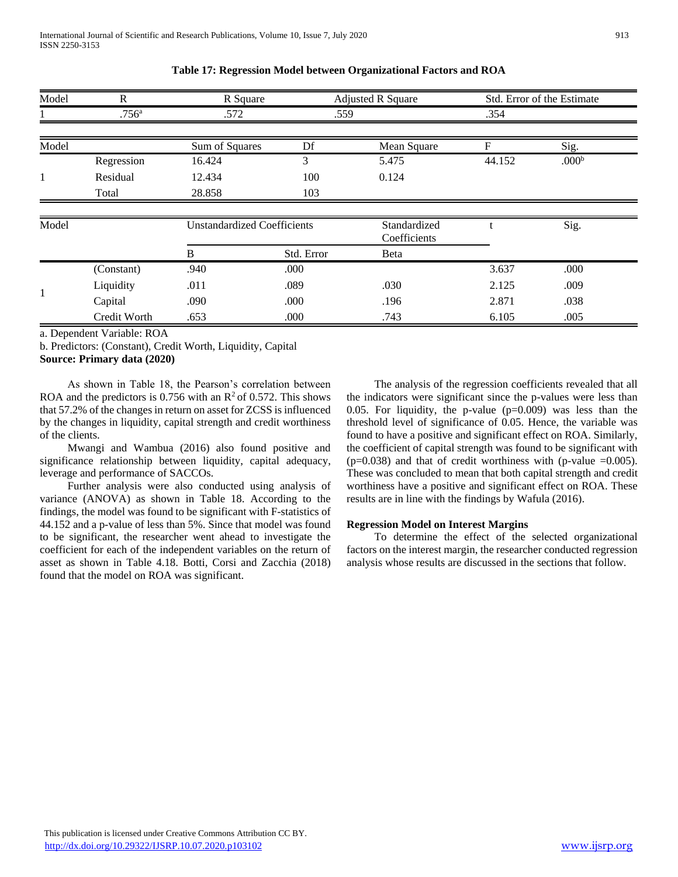**Table 17: Regression Model between Organizational Factors and ROA**

| Model | R | R Square | Adjusted R Square | Std. Error of the Estimate |
|---|---|---|---|---|
| 1 | .756[a] | .572 | .559 | .354 |

| Model | | Sum of Squares | Df | Mean Square | F | Sig. |
|---|---|---|---|---|---|---|
| 1 | Regression | 16.424 | 3 | 5.475 | 44.152 | .000[b] |
| | Residual | 12.434 | 100 | 0.124 | | |
| | Total | 28.858 | 103 | | | |

| Model | | Unstandardized Coefficients | | Standardized Coefficients | t | Sig. |
|---|---|---|---|---|---|---|
| | | B | Std. Error | Beta | | |
| 1 | (Constant) | .940 | .000 | | 3.637 | .000 |
| | Liquidity | .011 | .089 | .030 | 2.125 | .009 |
| | Capital | .090 | .000 | .196 | 2.871 | .038 |
| | Credit Worth | .653 | .000 | .743 | 6.105 | .005 |

a. Dependent Variable: ROA

b. Predictors: (Constant), Credit Worth, Liquidity, Capital

**Source: Primary data (2020)**

As shown in Table 18, the Pearson's correlation between ROA and the predictors is 0.756 with an $R^2$ of 0.572. This shows that 57.2% of the changes in return on asset for ZCSS is influenced by the changes in liquidity, capital strength and credit worthiness of the clients.

Mwangi and Wambua (2016) also found positive and significance relationship between liquidity, capital adequacy, leverage and performance of SACCOs.

Further analysis were also conducted using analysis of variance (ANOVA) as shown in Table 18. According to the findings, the model was found to be significant with F-statistics of 44.152 and a p-value of less than 5%. Since that model was found to be significant, the researcher went ahead to investigate the coefficient for each of the independent variables on the return of asset as shown in Table 4.18. Botti, Corsi and Zacchia (2018) found that the model on ROA was significant.

The analysis of the regression coefficients revealed that all the indicators were significant since the p-values were less than 0.05. For liquidity, the p-value (p=0.009) was less than the threshold level of significance of 0.05. Hence, the variable was found to have a positive and significant effect on ROA. Similarly, the coefficient of capital strength was found to be significant with (p=0.038) and that of credit worthiness with (p-value =0.005). These was concluded to mean that both capital strength and credit worthiness have a positive and significant effect on ROA. These results are in line with the findings by Wafula (2016).

**Regression Model on Interest Margins**

To determine the effect of the selected organizational factors on the interest margin, the researcher conducted regression analysis whose results are discussed in the sections that follow.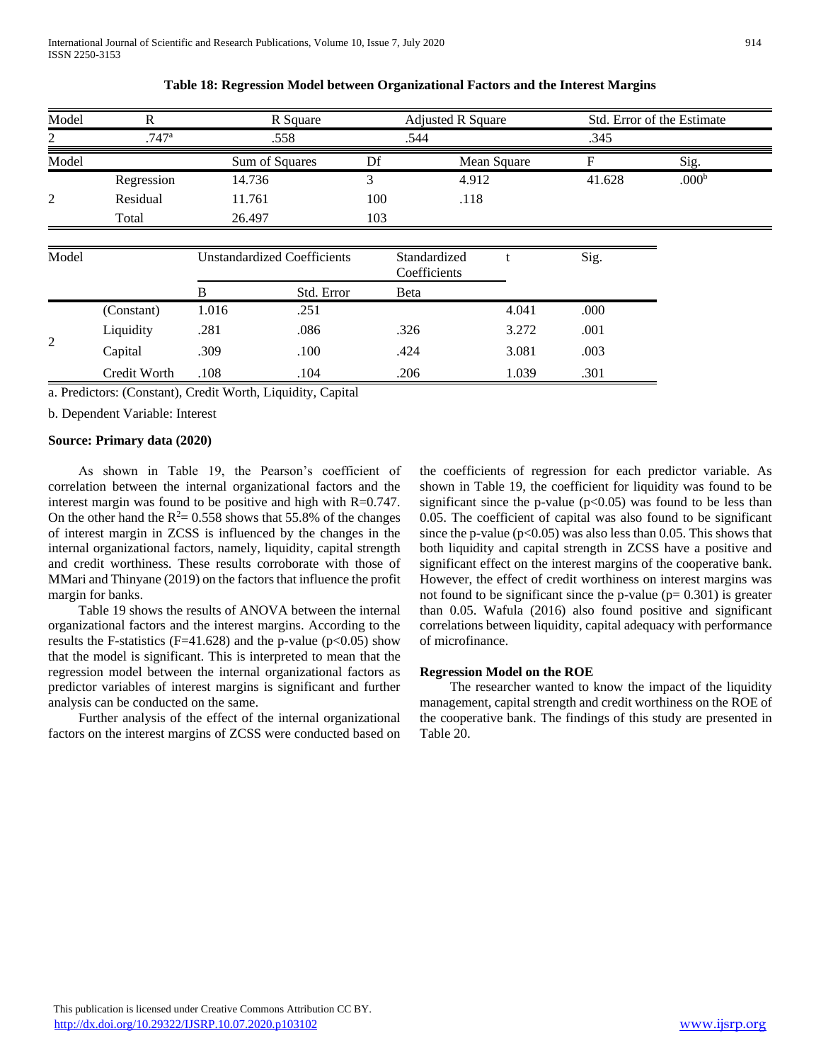**Table 18: Regression Model between Organizational Factors and the Interest Margins**

| Model | R | R Square | Adjusted R Square | Std. Error of the Estimate |
|---|---|---|---|---|
| 2 | .747[a] | .558 | .544 | .345 |

| Model | | Sum of Squares | Df | Mean Square | F | Sig. |
|---|---|---|---|---|---|---|
| 2 | Regression | 14.736 | 3 | 4.912 | 41.628 | .000[b] |
| | Residual | 11.761 | 100 | .118 | | |
| | Total | 26.497 | 103 | | | |

| Model | | Unstandardized Coefficients | | Standardized Coefficients | t | Sig. |
|---|---|---|---|---|---|---|
| | | B | Std. Error | Beta | | |
| 2 | (Constant) | 1.016 | .251 | | 4.041 | .000 |
| | Liquidity | .281 | .086 | .326 | 3.272 | .001 |
| | Capital | .309 | .100 | .424 | 3.081 | .003 |
| | Credit Worth | .108 | .104 | .206 | 1.039 | .301 |

a. Predictors: (Constant), Credit Worth, Liquidity, Capital

b. Dependent Variable: Interest

**Source: Primary data (2020)**

As shown in Table 19, the Pearson's coefficient of correlation between the internal organizational factors and the interest margin was found to be positive and high with R=0.747. On the other hand the $R^2$= 0.558 shows that 55.8% of the changes of interest margin in ZCSS is influenced by the changes in the internal organizational factors, namely, liquidity, capital strength and credit worthiness. These results corroborate with those of MMari and Thinyane (2019) on the factors that influence the profit margin for banks.

Table 19 shows the results of ANOVA between the internal organizational factors and the interest margins. According to the results the F-statistics (F=41.628) and the p-value ($p<0.05$) show that the model is significant. This is interpreted to mean that the regression model between the internal organizational factors as predictor variables of interest margins is significant and further analysis can be conducted on the same.

Further analysis of the effect of the internal organizational factors on the interest margins of ZCSS were conducted based on the coefficients of regression for each predictor variable. As shown in Table 19, the coefficient for liquidity was found to be significant since the p-value ($p<0.05$) was found to be less than 0.05. The coefficient of capital was also found to be significant since the p-value ($p<0.05$) was also less than 0.05. This shows that both liquidity and capital strength in ZCSS have a positive and significant effect on the interest margins of the cooperative bank. However, the effect of credit worthiness on interest margins was not found to be significant since the p-value ($p= 0.301$) is greater than 0.05. Wafula (2016) also found positive and significant correlations between liquidity, capital adequacy with performance of microfinance.

**Regression Model on the ROE**

The researcher wanted to know the impact of the liquidity management, capital strength and credit worthiness on the ROE of the cooperative bank. The findings of this study are presented in Table 20.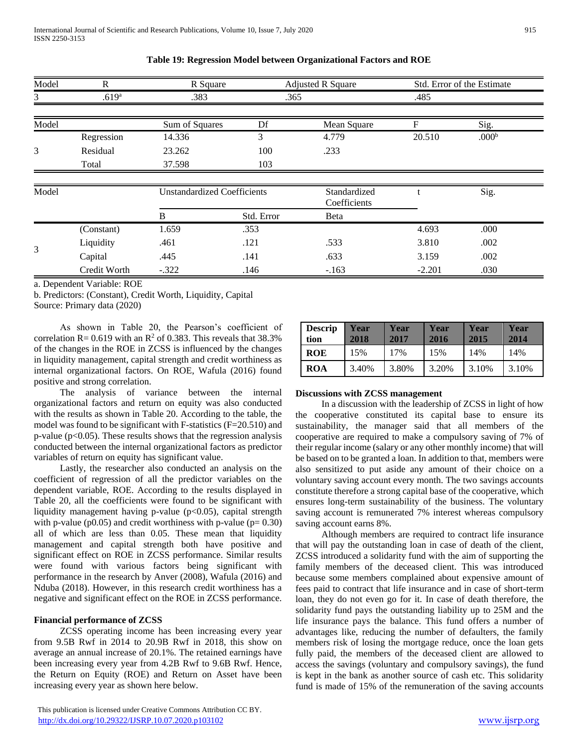**Table 19: Regression Model between Organizational Factors and ROE**

| Model | R | R Square | Adjusted R Square | Std. Error of the Estimate |
|---|---|---|---|---|
| 3 | .619[a] | .383 | .365 | .485 |

| Model | | Sum of Squares | Df | Mean Square | F | Sig. |
|---|---|---|---|---|---|---|
| 3 | Regression | 14.336 | 3 | 4.779 | 20.510 | .000[b] |
| | Residual | 23.262 | 100 | .233 | | |
| | Total | 37.598 | 103 | | | |

| Model | | Unstandardized Coefficients | | Standardized Coefficients | t | Sig. |
|---|---|---|---|---|---|---|
| | | B | Std. Error | Beta | | |
| 3 | (Constant) | 1.659 | .353 | | 4.693 | .000 |
| | Liquidity | .461 | .121 | .533 | 3.810 | .002 |
| | Capital | .445 | .141 | .633 | 3.159 | .002 |
| | Credit Worth | -.322 | .146 | -.163 | -2.201 | .030 |

a. Dependent Variable: ROE

b. Predictors: (Constant), Credit Worth, Liquidity, Capital

Source: Primary data (2020)

As shown in Table 20, the Pearson's coefficient of correlation R= 0.619 with an $R^2$ of 0.383. This reveals that 38.3% of the changes in the ROE in ZCSS is influenced by the changes in liquidity management, capital strength and credit worthiness as internal organizational factors. On ROE, Wafula (2016) found positive and strong correlation.

The analysis of variance between the internal organizational factors and return on equity was also conducted with the results as shown in Table 20. According to the table, the model was found to be significant with F-statistics (F=20.510) and p-value ($p<0.05$). These results shows that the regression analysis conducted between the internal organizational factors as predictor variables of return on equity has significant value.

Lastly, the researcher also conducted an analysis on the coefficient of regression of all the predictor variables on the dependent variable, ROE. According to the results displayed in Table 20, all the coefficients were found to be significant with liquidity management having p-value ($p<0.05$), capital strength with p-value (p0.05) and credit worthiness with p-value (p= 0.30) all of which are less than 0.05. These mean that liquidity management and capital strength both have positive and significant effect on ROE in ZCSS performance. Similar results were found with various factors being significant with performance in the research by Anver (2008), Wafula (2016) and Nduba (2018). However, in this research credit worthiness has a negative and significant effect on the ROE in ZCSS performance.

## Financial performance of ZCSS

ZCSS operating income has been increasing every year from 9.5B Rwf in 2014 to 20.9B Rwf in 2018, this show on average an annual increase of 20.1%. The retained earnings have been increasing every year from 4.2B Rwf to 9.6B Rwf. Hence, the Return on Equity (ROE) and Return on Asset have been increasing every year as shown here below.

| Description | Year 2018 | Year 2017 | Year 2016 | Year 2015 | Year 2014 |
|---|---|---|---|---|---|
| ROE | 15% | 17% | 15% | 14% | 14% |
| ROA | 3.40% | 3.80% | 3.20% | 3.10% | 3.10% |

## Discussions with ZCSS management

In a discussion with the leadership of ZCSS in light of how the cooperative constituted its capital base to ensure its sustainability, the manager said that all members of the cooperative are required to make a compulsory saving of 7% of their regular income (salary or any other monthly income) that will be based on to be granted a loan. In addition to that, members were also sensitized to put aside any amount of their choice on a voluntary saving account every month. The two savings accounts constitute therefore a strong capital base of the cooperative, which ensures long-term sustainability of the business. The voluntary saving account is remunerated 7% interest whereas compulsory saving account earns 8%.

Although members are required to contract life insurance that will pay the outstanding loan in case of death of the client, ZCSS introduced a solidarity fund with the aim of supporting the family members of the deceased client. This was introduced because some members complained about expensive amount of fees paid to contract that life insurance and in case of short-term loan, they do not even go for it. In case of death therefore, the solidarity fund pays the outstanding liability up to 25M and the life insurance pays the balance. This fund offers a number of advantages like, reducing the number of defaulters, the family members risk of losing the mortgage reduce, once the loan gets fully paid, the members of the deceased client are allowed to access the savings (voluntary and compulsory savings), the fund is kept in the bank as another source of cash etc. This solidarity fund is made of 15% of the remuneration of the saving accounts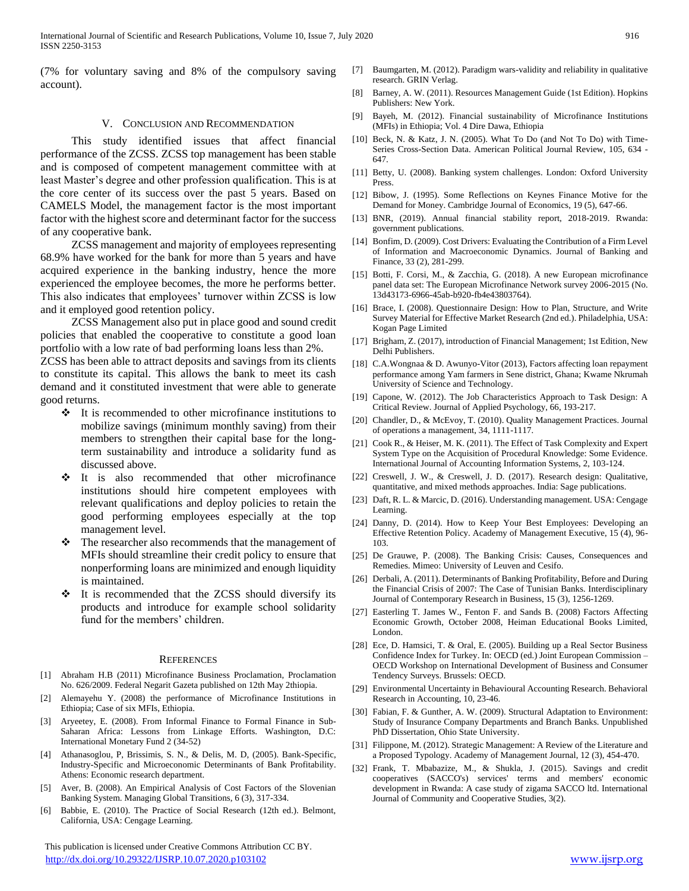(7% for voluntary saving and 8% of the compulsory saving account).

## V. Conclusion and Recommendation

This study identified issues that affect financial performance of the ZCSS. ZCSS top management has been stable and is composed of competent management committee with at least Master's degree and other profession qualification. This is at the core center of its success over the past 5 years. Based on CAMELS Model, the management factor is the most important factor with the highest score and determinant factor for the success of any cooperative bank.

ZCSS management and majority of employees representing 68.9% have worked for the bank for more than 5 years and have acquired experience in the banking industry, hence the more experienced the employee becomes, the more he performs better. This also indicates that employees' turnover within ZCSS is low and it employed good retention policy.

ZCSS Management also put in place good and sound credit policies that enabled the cooperative to constitute a good loan portfolio with a low rate of bad performing loans less than 2%.

ZCSS has been able to attract deposits and savings from its clients to constitute its capital. This allows the bank to meet its cash demand and it constituted investment that were able to generate good returns.

- It is recommended to other microfinance institutions to mobilize savings (minimum monthly saving) from their members to strengthen their capital base for the long-term sustainability and introduce a solidarity fund as discussed above.
- It is also recommended that other microfinance institutions should hire competent employees with relevant qualifications and deploy policies to retain the good performing employees especially at the top management level.
- The researcher also recommends that the management of MFIs should streamline their credit policy to ensure that nonperforming loans are minimized and enough liquidity is maintained.
- It is recommended that the ZCSS should diversify its products and introduce for example school solidarity fund for the members' children.

## References

[1] Abraham H.B (2011) Microfinance Business Proclamation, Proclamation No. 626/2009. Federal Negarit Gazeta published on 12th May 2thiopia.

[2] Alemayehu Y. (2008) the performance of Microfinance Institutions in Ethiopia; Case of six MFIs, Ethiopia.

[3] Aryeetey, E. (2008). From Informal Finance to Formal Finance in Sub-Saharan Africa: Lessons from Linkage Efforts. Washington, D.C: International Monetary Fund 2 (34-52)

[4] Athanasoglou, P, Brissimis, S. N., & Delis, M. D, (2005). Bank-Specific, Industry-Specific and Microeconomic Determinants of Bank Profitability. Athens: Economic research department.

[5] Aver, B. (2008). An Empirical Analysis of Cost Factors of the Slovenian Banking System. Managing Global Transitions, 6 (3), 317-334.

[6] Babbie, E. (2010). The Practice of Social Research (12th ed.). Belmont, California, USA: Cengage Learning.

[7] Baumgarten, M. (2012). Paradigm wars-validity and reliability in qualitative research. GRIN Verlag.

[8] Barney, A. W. (2011). Resources Management Guide (1st Edition). Hopkins Publishers: New York.

[9] Bayeh, M. (2012). Financial sustainability of Microfinance Institutions (MFIs) in Ethiopia; Vol. 4 Dire Dawa, Ethiopia

[10] Beck, N. & Katz, J. N. (2005). What To Do (and Not To Do) with Time-Series Cross-Section Data. American Political Journal Review, 105, 634 - 647.

[11] Betty, U. (2008). Banking system challenges. London: Oxford University Press.

[12] Bibow, J. (1995). Some Reflections on Keynes Finance Motive for the Demand for Money. Cambridge Journal of Economics, 19 (5), 647-66.

[13] BNR, (2019). Annual financial stability report, 2018-2019. Rwanda: government publications.

[14] Bonfim, D. (2009). Cost Drivers: Evaluating the Contribution of a Firm Level of Information and Macroeconomic Dynamics. Journal of Banking and Finance, 33 (2), 281-299.

[15] Botti, F. Corsi, M., & Zacchia, G. (2018). A new European microfinance panel data set: The European Microfinance Network survey 2006-2015 (No. 13d43173-6966-45ab-b920-fb4e43803764).

[16] Brace, I. (2008). Questionnaire Design: How to Plan, Structure, and Write Survey Material for Effective Market Research (2nd ed.). Philadelphia, USA: Kogan Page Limited

[17] Brigham, Z. (2017), introduction of Financial Management; 1st Edition, New Delhi Publishers.

[18] C.A.Wongnaa & D. Awunyo-Vitor (2013), Factors affecting loan repayment performance among Yam farmers in Sene district, Ghana; Kwame Nkrumah University of Science and Technology.

[19] Capone, W. (2012). The Job Characteristics Approach to Task Design: A Critical Review. Journal of Applied Psychology, 66, 193-217.

[20] Chandler, D., & McEvoy, T. (2010). Quality Management Practices. Journal of operations a management, 34, 1111-1117.

[21] Cook R., & Heiser, M. K. (2011). The Effect of Task Complexity and Expert System Type on the Acquisition of Procedural Knowledge: Some Evidence. International Journal of Accounting Information Systems, 2, 103-124.

[22] Creswell, J. W., & Creswell, J. D. (2017). Research design: Qualitative, quantitative, and mixed methods approaches. India: Sage publications.

[23] Daft, R. L. & Marcic, D. (2016). Understanding management. USA: Cengage Learning.

[24] Danny, D. (2014). How to Keep Your Best Employees: Developing an Effective Retention Policy. Academy of Management Executive, 15 (4), 96-103.

[25] De Grauwe, P. (2008). The Banking Crisis: Causes, Consequences and Remedies. Mimeo: University of Leuven and Cesifo.

[26] Derbali, A. (2011). Determinants of Banking Profitability, Before and During the Financial Crisis of 2007: The Case of Tunisian Banks. Interdisciplinary Journal of Contemporary Research in Business, 15 (3), 1256-1269.

[27] Easterling T. James W., Fenton F. and Sands B. (2008) Factors Affecting Economic Growth, October 2008, Heiman Educational Books Limited, London.

[28] Ece, D. Hamsici, T. & Oral, E. (2005). Building up a Real Sector Business Confidence Index for Turkey. In: OECD (ed.) Joint European Commission – OECD Workshop on International Development of Business and Consumer Tendency Surveys. Brussels: OECD.

[29] Environmental Uncertainty in Behavioural Accounting Research. Behavioral Research in Accounting, 10, 23-46.

[30] Fabian, F. & Gunther, A. W. (2009). Structural Adaptation to Environment: Study of Insurance Company Departments and Branch Banks. Unpublished PhD Dissertation, Ohio State University.

[31] Filippone, M. (2012). Strategic Management: A Review of the Literature and a Proposed Typology. Academy of Management Journal, 12 (3), 454-470.

[32] Frank, T. Mbabazize, M., & Shukla, J. (2015). Savings and credit cooperatives (SACCO's) services' terms and members' economic development in Rwanda: A case study of zigama SACCO ltd. International Journal of Community and Cooperative Studies, 3(2).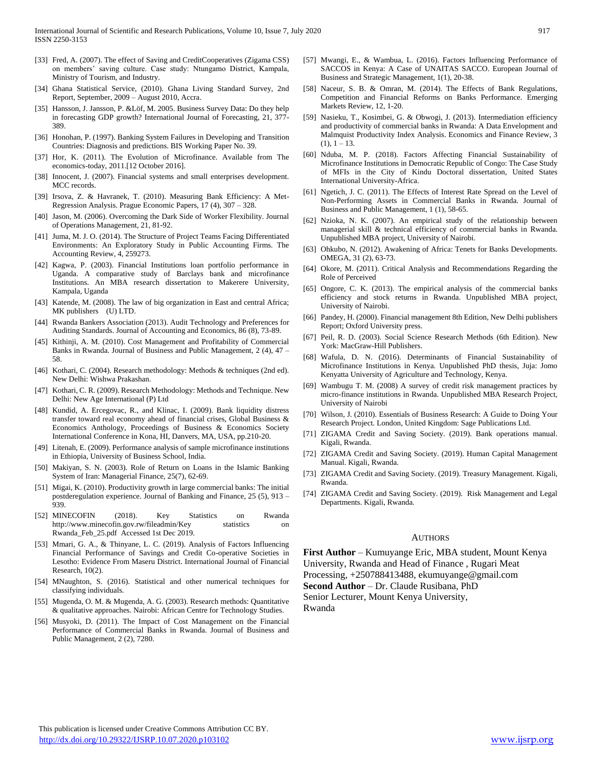[33] Fred, A. (2007). The effect of Saving and CreditCooperatives (Zigama CSS) on members' saving culture. Case study: Ntungamo District, Kampala, Ministry of Tourism, and Industry.

[34] Ghana Statistical Service, (2010). Ghana Living Standard Survey, 2nd Report, September, 2009 – August 2010, Accra.

[35] Hansson, J. Jansson, P. &Löf, M. 2005. Business Survey Data: Do they help in forecasting GDP growth? International Journal of Forecasting, 21, 377-389.

[36] Honohan, P. (1997). Banking System Failures in Developing and Transition Countries: Diagnosis and predictions. BIS Working Paper No. 39.

[37] Hor, K. (2011). The Evolution of Microfinance. Available from The economics-today, 2011.[12 October 2016].

[38] Innocent, J. (2007). Financial systems and small enterprises development. MCC records.

[39] Irsova, Z. & Havranek, T. (2010). Measuring Bank Efficiency: A Met-Regression Analysis. Prague Economic Papers, 17 (4), 307 – 328.

[40] Jason, M. (2006). Overcoming the Dark Side of Worker Flexibility. Journal of Operations Management, 21, 81-92.

[41] Juma, M. J. O. (2014). The Structure of Project Teams Facing Differentiated Environments: An Exploratory Study in Public Accounting Firms. The Accounting Review, 4, 259273.

[42] Kagwa, P. (2003). Financial Institutions loan portfolio performance in Uganda. A comparative study of Barclays bank and microfinance Institutions. An MBA research dissertation to Makerere University, Kampala, Uganda

[43] Katende, M. (2008). The law of big organization in East and central Africa; MK publishers (U) LTD.

[44] Rwanda Bankers Association (2013). Audit Technology and Preferences for Auditing Standards. Journal of Accounting and Economics, 86 (8), 73-89.

[45] Kithinji, A. M. (2010). Cost Management and Profitability of Commercial Banks in Rwanda. Journal of Business and Public Management, 2 (4), 47 – 58.

[46] Kothari, C. (2004). Research methodology: Methods & techniques (2nd ed). New Delhi: Wishwa Prakashan.

[47] Kothari, C. R. (2009). Research Methodology: Methods and Technique. New Delhi: New Age International (P) Ltd

[48] Kundid, A. Ercegovac, R., and Klinac, I. (2009). Bank liquidity distress transfer toward real economy ahead of financial crises, Global Business & Economics Anthology, Proceedings of Business & Economics Society International Conference in Kona, HI, Danvers, MA, USA, pp.210-20.

[49] Litenah, E. (2009). Performance analysis of sample microfinance institutions in Ethiopia, University of Business School, India.

[50] Makiyan, S. N. (2003). Role of Return on Loans in the Islamic Banking System of Iran: Managerial Finance, 25(7), 62-69.

[51] Migai, K. (2010). Productivity growth in large commercial banks: The initial postderegulation experience. Journal of Banking and Finance, 25 (5), 913 – 939.

[52] MINECOFIN (2018). Key Statistics on Rwanda http://www.minecofin.gov.rw/fileadmin/Key statistics on Rwanda_Feb_25.pdf Accessed 1st Dec 2019.

[53] Mmari, G. A., & Thinyane, L. C. (2019). Analysis of Factors Influencing Financial Performance of Savings and Credit Co-operative Societies in Lesotho: Evidence From Maseru District. International Journal of Financial Research, 10(2).

[54] MNaughton, S. (2016). Statistical and other numerical techniques for classifying individuals.

[55] Mugenda, O. M. & Mugenda, A. G. (2003). Research methods: Quantitative & qualitative approaches. Nairobi: African Centre for Technology Studies.

[56] Musyoki, D. (2011). The Impact of Cost Management on the Financial Performance of Commercial Banks in Rwanda. Journal of Business and Public Management, 2 (2), 7280.

[57] Mwangi, E., & Wambua, L. (2016). Factors Influencing Performance of SACCOS in Kenya: A Case of UNAITAS SACCO. European Journal of Business and Strategic Management, 1(1), 20-38.

[58] Naceur, S. B. & Omran, M. (2014). The Effects of Bank Regulations, Competition and Financial Reforms on Banks Performance. Emerging Markets Review, 12, 1-20.

[59] Nasieku, T., Kosimbei, G. & Obwogi, J. (2013). Intermediation efficiency and productivity of commercial banks in Rwanda: A Data Envelopment and Malmquist Productivity Index Analysis. Economics and Finance Review, 3 (1), 1 – 13.

[60] Nduba, M. P. (2018). Factors Affecting Financial Sustainability of Microfinance Institutions in Democratic Republic of Congo: The Case Study of MFIs in the City of Kindu Doctoral dissertation, United States International University-Africa.

[61] Ngetich, J. C. (2011). The Effects of Interest Rate Spread on the Level of Non-Performing Assets in Commercial Banks in Rwanda. Journal of Business and Public Management, 1 (1), 58-65.

[62] Nzioka, N. K. (2007). An empirical study of the relationship between managerial skill & technical efficiency of commercial banks in Rwanda. Unpublished MBA project, University of Nairobi.

[63] Ohkubo, N. (2012). Awakening of Africa: Tenets for Banks Developments. OMEGA, 31 (2), 63-73.

[64] Okore, M. (2011). Critical Analysis and Recommendations Regarding the Role of Perceived

[65] Ongore, C. K. (2013). The empirical analysis of the commercial banks efficiency and stock returns in Rwanda. Unpublished MBA project, University of Nairobi.

[66] Pandey, H. (2000). Financial management 8th Edition, New Delhi publishers Report; Oxford University press.

[67] Peil, R. D. (2003). Social Science Research Methods (6th Edition). New York: MacGraw-Hill Publishers.

[68] Wafula, D. N. (2016). Determinants of Financial Sustainability of Microfinance Institutions in Kenya. Unpublished PhD thesis, Juja: Jomo Kenyatta University of Agriculture and Technology, Kenya.

[69] Wambugu T. M. (2008) A survey of credit risk management practices by micro-finance institutions in Rwanda. Unpublished MBA Research Project, University of Nairobi

[70] Wilson, J. (2010). Essentials of Business Research: A Guide to Doing Your Research Project. London, United Kingdom: Sage Publications Ltd.

[71] ZIGAMA Credit and Saving Society. (2019). Bank operations manual. Kigali, Rwanda.

[72] ZIGAMA Credit and Saving Society. (2019). Human Capital Management Manual. Kigali, Rwanda.

[73] ZIGAMA Credit and Saving Society. (2019). Treasury Management. Kigali, Rwanda.

[74] ZIGAMA Credit and Saving Society. (2019). Risk Management and Legal Departments. Kigali, Rwanda.

## AUTHORS

**First Author** – Kumuyange Eric, MBA student, Mount Kenya University, Rwanda and Head of Finance , Rugari Meat Processing, +250788413488, ekumuyange@gmail.com

**Second Author** – Dr. Claude Rusibana, PhD
Senior Lecturer, Mount Kenya University,
Rwanda